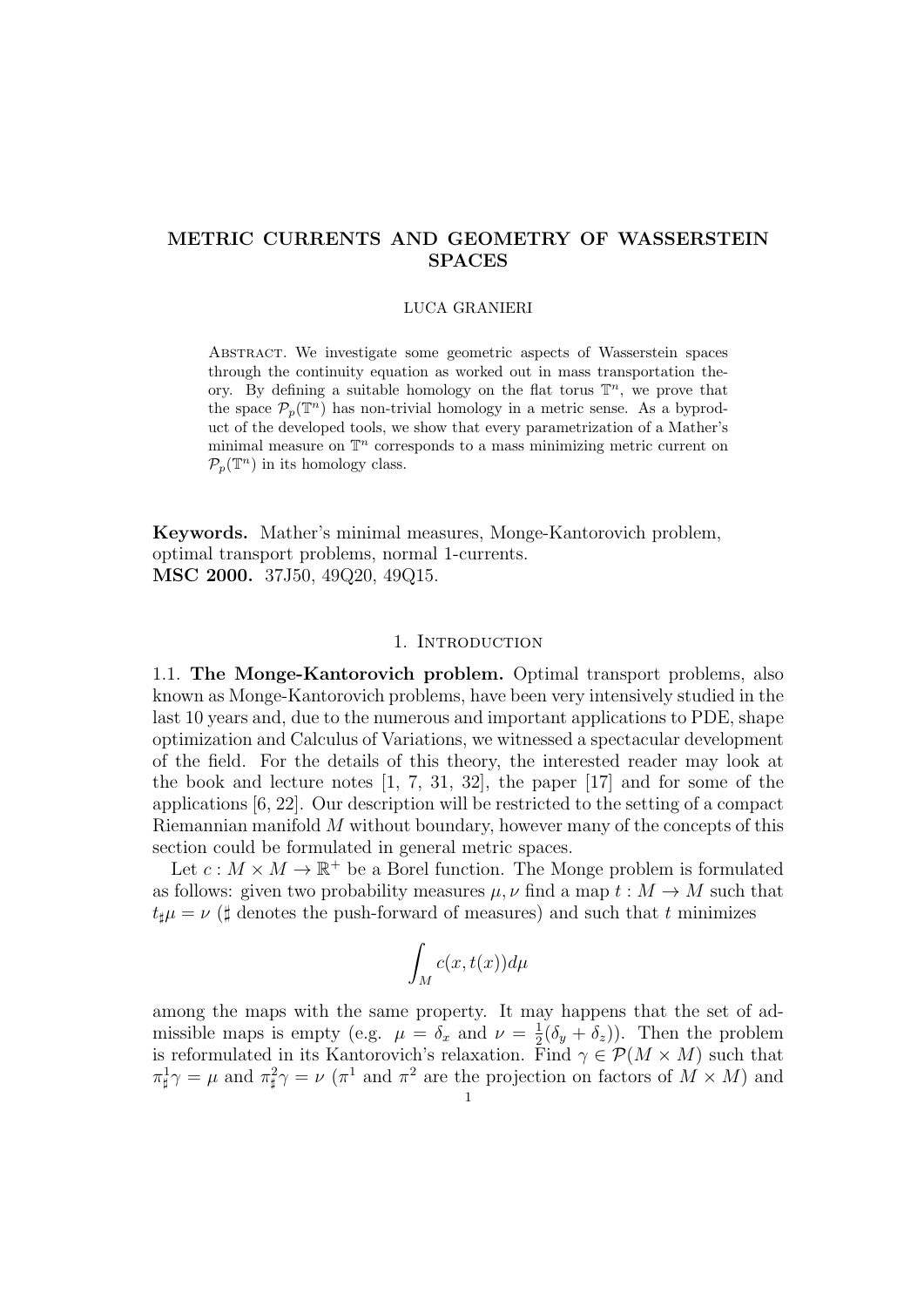# METRIC CURRENTS AND GEOMETRY OF WASSERSTEIN SPACES

LUCA GRANIERI

Abstract. We investigate some geometric aspects of Wasserstein spaces through the continuity equation as worked out in mass transportation theory. By defining a suitable homology on the flat torus $\mathbb{T}^n$, we prove that the space $\mathcal{P}_p(\mathbb{T}^n)$ has non-trivial homology in a metric sense. As a byproduct of the developed tools, we show that every parametrization of a Mather's minimal measure on $\mathbb{T}^n$ corresponds to a mass minimizing metric current on $\mathcal{P}_p(\mathbb{T}^n)$ in its homology class.

**Keywords.** Mather's minimal measures, Monge-Kantorovich problem, optimal transport problems, normal 1-currents.
**MSC 2000.** 37J50, 49Q20, 49Q15.

## 1. Introduction

1.1. **The Monge-Kantorovich problem.** Optimal transport problems, also known as Monge-Kantorovich problems, have been very intensively studied in the last 10 years and, due to the numerous and important applications to PDE, shape optimization and Calculus of Variations, we witnessed a spectacular development of the field. For the details of this theory, the interested reader may look at the book and lecture notes [1, 7, 31, 32], the paper [17] and for some of the applications [6, 22]. Our description will be restricted to the setting of a compact Riemannian manifold $M$ without boundary, however many of the concepts of this section could be formulated in general metric spaces.

Let $c : M \times M \to \mathbb{R}^+$ be a Borel function. The Monge problem is formulated as follows: given two probability measures $\mu, \nu$ find a map $t : M \to M$ such that $t_\sharp \mu = \nu$ ($\sharp$ denotes the push-forward of measures) and such that $t$ minimizes

$$\int_M c(x, t(x)) d\mu$$

among the maps with the same property. It may happens that the set of admissible maps is empty (e.g. $\mu = \delta_x$ and $\nu = \frac{1}{2}(\delta_y + \delta_z)$). Then the problem is reformulated in its Kantorovich's relaxation. Find $\gamma \in \mathcal{P}(M \times M)$ such that $\pi^1_\sharp \gamma = \mu$ and $\pi^2_\sharp \gamma = \nu$ ($\pi^1$ and $\pi^2$ are the projection on factors of $M \times M$) and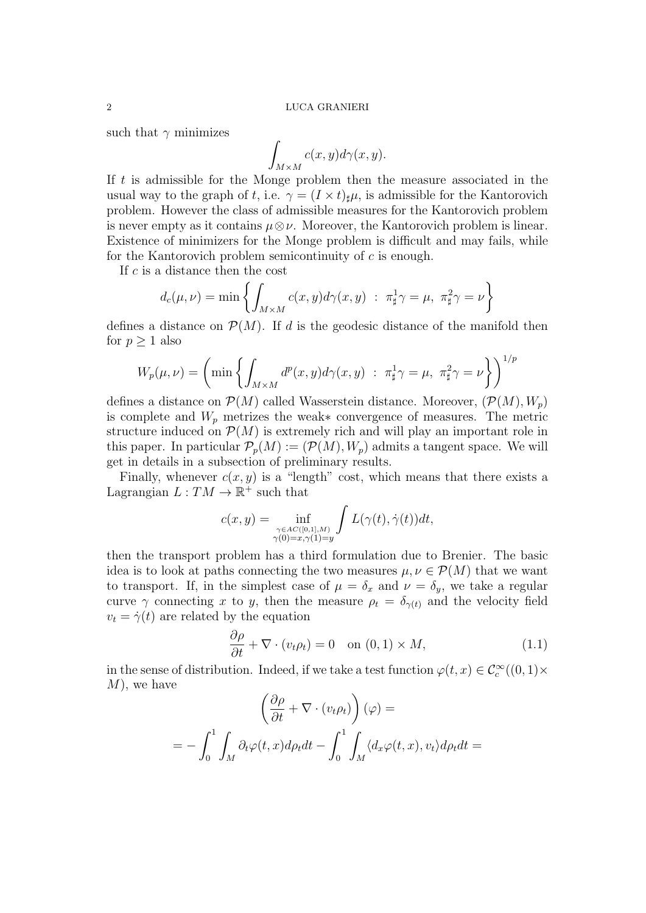such that $\gamma$ minimizes

$$\int_{M\times M} c(x,y)d\gamma(x,y).$$

If $t$ is admissible for the Monge problem then the measure associated in the usual way to the graph of $t$, i.e. $\gamma = (I \times t)_\sharp \mu$, is admissible for the Kantorovich problem. However the class of admissible measures for the Kantorovich problem is never empty as it contains $\mu \otimes \nu$. Moreover, the Kantorovich problem is linear. Existence of minimizers for the Monge problem is difficult and may fails, while for the Kantorovich problem semicontinuity of $c$ is enough.

If $c$ is a distance then the cost

$$d_c(\mu,\nu) = \min\left\{\int_{M\times M} c(x,y)d\gamma(x,y) \;:\; \pi^1_\sharp\gamma = \mu,\ \pi^2_\sharp\gamma = \nu\right\}$$

defines a distance on $\mathcal{P}(M)$. If $d$ is the geodesic distance of the manifold then for $p \geq 1$ also

$$W_p(\mu,\nu) = \left(\min\left\{\int_{M\times M} d^p(x,y)d\gamma(x,y) \;:\; \pi^1_\sharp\gamma = \mu,\ \pi^2_\sharp\gamma = \nu\right\}\right)^{1/p}$$

defines a distance on $\mathcal{P}(M)$ called Wasserstein distance. Moreover, $(\mathcal{P}(M), W_p)$ is complete and $W_p$ metrizes the weak$*$ convergence of measures. The metric structure induced on $\mathcal{P}(M)$ is extremely rich and will play an important role in this paper. In particular $\mathcal{P}_p(M) := (\mathcal{P}(M), W_p)$ admits a tangent space. We will get in details in a subsection of preliminary results.

Finally, whenever $c(x,y)$ is a "length" cost, which means that there exists a Lagrangian $L : TM \to \mathbb{R}^+$ such that

$$c(x,y) = \inf_{\substack{\gamma\in AC([0,1],M)\\ \gamma(0)=x,\gamma(1)=y}} \int L(\gamma(t),\dot\gamma(t))dt,$$

then the transport problem has a third formulation due to Brenier. The basic idea is to look at paths connecting the two measures $\mu,\nu \in \mathcal{P}(M)$ that we want to transport. If, in the simplest case of $\mu = \delta_x$ and $\nu = \delta_y$, we take a regular curve $\gamma$ connecting $x$ to $y$, then the measure $\rho_t = \delta_{\gamma(t)}$ and the velocity field $v_t = \dot\gamma(t)$ are related by the equation

$$\frac{\partial\rho}{\partial t} + \nabla\cdot(v_t\rho_t) = 0 \quad \text{on } (0,1)\times M, \tag{1.1}$$

in the sense of distribution. Indeed, if we take a test function $\varphi(t,x) \in \mathcal{C}^\infty_c((0,1)\times M)$, we have

$$\left(\frac{\partial\rho}{\partial t} + \nabla\cdot(v_t\rho_t)\right)(\varphi) =$$

$$= -\int_0^1\int_M \partial_t\varphi(t,x)d\rho_t dt - \int_0^1\int_M \langle d_x\varphi(t,x), v_t\rangle d\rho_t dt =$$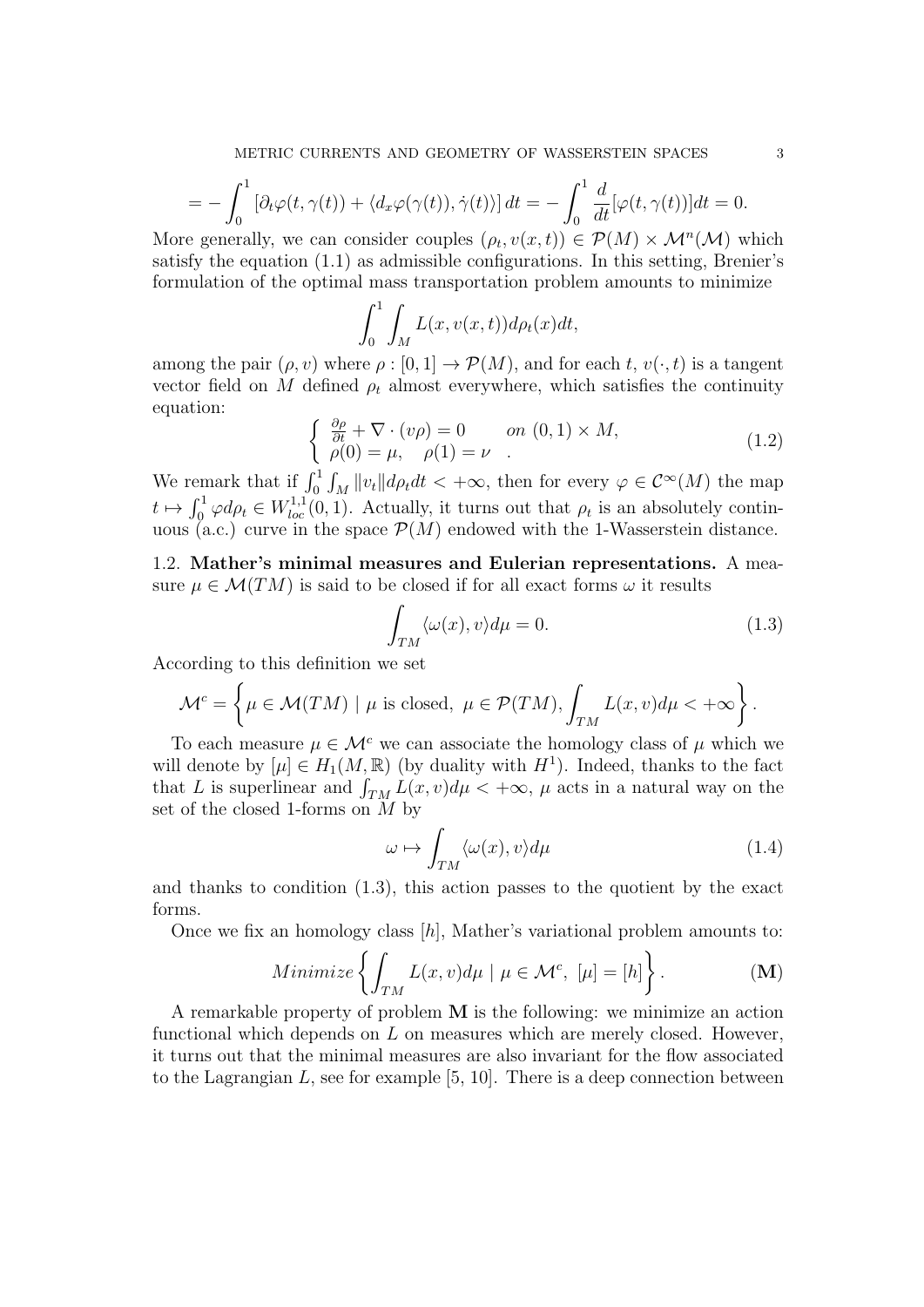$$= -\int_0^1 [\partial_t \varphi(t,\gamma(t)) + \langle d_x\varphi(\gamma(t)), \dot\gamma(t)\rangle]\, dt = -\int_0^1 \frac{d}{dt}[\varphi(t,\gamma(t))]dt = 0.$$

More generally, we can consider couples $(\rho_t, v(x,t)) \in \mathcal{P}(M) \times \mathcal{M}^n(\mathcal{M})$ which satisfy the equation (1.1) as admissible configurations. In this setting, Brenier's formulation of the optimal mass transportation problem amounts to minimize

$$\int_0^1 \int_M L(x, v(x,t)) d\rho_t(x) dt,$$

among the pair $(\rho, v)$ where $\rho : [0,1] \to \mathcal{P}(M)$, and for each $t$, $v(\cdot, t)$ is a tangent vector field on $M$ defined $\rho_t$ almost everywhere, which satisfies the continuity equation:

$$\begin{cases} \frac{\partial \rho}{\partial t} + \nabla \cdot (v\rho) = 0 & on\ (0,1) \times M, \\ \rho(0) = \mu, \quad \rho(1) = \nu & . \end{cases} \tag{1.2}$$

We remark that if $\int_0^1 \int_M \|v_t\| d\rho_t dt < +\infty$, then for every $\varphi \in \mathcal{C}^\infty(M)$ the map $t \mapsto \int_0^1 \varphi d\rho_t \in W^{1,1}_{loc}(0,1)$. Actually, it turns out that $\rho_t$ is an absolutely continuous (a.c.) curve in the space $\mathcal{P}(M)$ endowed with the 1-Wasserstein distance.

### 1.2. Mather's minimal measures and Eulerian representations.

A measure $\mu \in \mathcal{M}(TM)$ is said to be closed if for all exact forms $\omega$ it results

$$\int_{TM} \langle \omega(x), v\rangle d\mu = 0. \tag{1.3}$$

According to this definition we set

$$\mathcal{M}^c = \left\{ \mu \in \mathcal{M}(TM) \mid \mu \text{ is closed, } \mu \in \mathcal{P}(TM), \int_{TM} L(x,v) d\mu < +\infty \right\}.$$

To each measure $\mu \in \mathcal{M}^c$ we can associate the homology class of $\mu$ which we will denote by $[\mu] \in H_1(M, \mathbb{R})$ (by duality with $H^1$). Indeed, thanks to the fact that $L$ is superlinear and $\int_{TM} L(x,v)d\mu < +\infty$, $\mu$ acts in a natural way on the set of the closed 1-forms on $M$ by

$$\omega \mapsto \int_{TM} \langle \omega(x), v\rangle d\mu \tag{1.4}$$

and thanks to condition (1.3), this action passes to the quotient by the exact forms.

Once we fix an homology class $[h]$, Mather's variational problem amounts to:

$$Minimize \left\{ \int_{TM} L(x,v) d\mu \mid \mu \in \mathcal{M}^c,\ [\mu] = [h] \right\}. \tag{\textbf{M}}$$

A remarkable property of problem **M** is the following: we minimize an action functional which depends on $L$ on measures which are merely closed. However, it turns out that the minimal measures are also invariant for the flow associated to the Lagrangian $L$, see for example [5, 10]. There is a deep connection between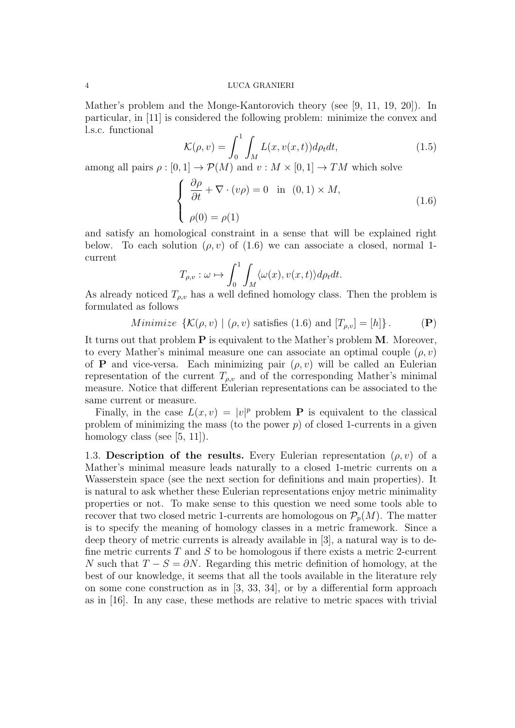Mather's problem and the Monge-Kantorovich theory (see [9, 11, 19, 20]). In particular, in [11] is considered the following problem: minimize the convex and l.s.c. functional

$$\mathcal{K}(\rho, v) = \int_0^1 \int_M L(x, v(x,t)) d\rho_t dt, \tag{1.5}$$

among all pairs $\rho : [0,1] \to \mathcal{P}(M)$ and $v : M \times [0,1] \to TM$ which solve

$$\begin{cases} \dfrac{\partial \rho}{\partial t} + \nabla \cdot (v\rho) = 0 \quad \text{in} \quad (0,1) \times M, \\ \\ \rho(0) = \rho(1) \end{cases} \tag{1.6}$$

and satisfy an homological constraint in a sense that will be explained right below. To each solution $(\rho, v)$ of (1.6) we can associate a closed, normal 1-current

$$T_{\rho,v} : \omega \mapsto \int_0^1 \int_M \langle \omega(x), v(x,t) \rangle d\rho_t dt.$$

As already noticed $T_{\rho,v}$ has a well defined homology class. Then the problem is formulated as follows

$$Minimize \ \left\{ \mathcal{K}(\rho, v) \mid (\rho, v) \text{ satisfies (1.6) and } [T_{\rho,v}] = [h] \right\}. \tag{$\mathbf{P}$}$$

It turns out that problem **P** is equivalent to the Mather's problem **M**. Moreover, to every Mather's minimal measure one can associate an optimal couple $(\rho, v)$ of **P** and vice-versa. Each minimizing pair $(\rho, v)$ will be called an Eulerian representation of the current $T_{\rho,v}$ and of the corresponding Mather's minimal measure. Notice that different Eulerian representations can be associated to the same current or measure.

Finally, in the case $L(x, v) = |v|^p$ problem **P** is equivalent to the classical problem of minimizing the mass (to the power $p$) of closed 1-currents in a given homology class (see [5, 11]).

1.3. **Description of the results.** Every Eulerian representation $(\rho, v)$ of a Mather's minimal measure leads naturally to a closed 1-metric currents on a Wasserstein space (see the next section for definitions and main properties). It is natural to ask whether these Eulerian representations enjoy metric minimality properties or not. To make sense to this question we need some tools able to recover that two closed metric 1-currents are homologous on $\mathcal{P}_p(M)$. The matter is to specify the meaning of homology classes in a metric framework. Since a deep theory of metric currents is already available in [3], a natural way is to define metric currents $T$ and $S$ to be homologous if there exists a metric 2-current $N$ such that $T - S = \partial N$. Regarding this metric definition of homology, at the best of our knowledge, it seems that all the tools available in the literature rely on some cone construction as in [3, 33, 34], or by a differential form approach as in [16]. In any case, these methods are relative to metric spaces with trivial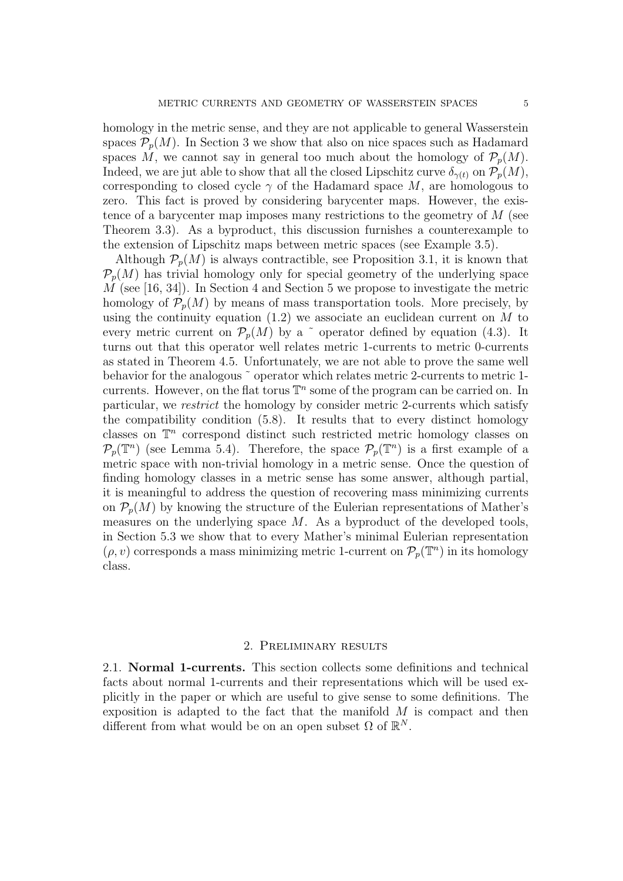homology in the metric sense, and they are not applicable to general Wasserstein spaces $\mathcal{P}_p(M)$. In Section 3 we show that also on nice spaces such as Hadamard spaces $M$, we cannot say in general too much about the homology of $\mathcal{P}_p(M)$. Indeed, we are jut able to show that all the closed Lipschitz curve $\delta_{\gamma(t)}$ on $\mathcal{P}_p(M)$, corresponding to closed cycle $\gamma$ of the Hadamard space $M$, are homologous to zero. This fact is proved by considering barycenter maps. However, the existence of a barycenter map imposes many restrictions to the geometry of $M$ (see Theorem 3.3). As a byproduct, this discussion furnishes a counterexample to the extension of Lipschitz maps between metric spaces (see Example 3.5).

Although $\mathcal{P}_p(M)$ is always contractible, see Proposition 3.1, it is known that $\mathcal{P}_p(M)$ has trivial homology only for special geometry of the underlying space $M$ (see [16, 34]). In Section 4 and Section 5 we propose to investigate the metric homology of $\mathcal{P}_p(M)$ by means of mass transportation tools. More precisely, by using the continuity equation (1.2) we associate an euclidean current on $M$ to every metric current on $\mathcal{P}_p(M)$ by a $\tilde{}$ operator defined by equation (4.3). It turns out that this operator well relates metric 1-currents to metric 0-currents as stated in Theorem 4.5. Unfortunately, we are not able to prove the same well behavior for the analogous $\tilde{}$ operator which relates metric 2-currents to metric 1-currents. However, on the flat torus $\mathbb{T}^n$ some of the program can be carried on. In particular, we *restrict* the homology by consider metric 2-currents which satisfy the compatibility condition (5.8). It results that to every distinct homology classes on $\mathbb{T}^n$ correspond distinct such restricted metric homology classes on $\mathcal{P}_p(\mathbb{T}^n)$ (see Lemma 5.4). Therefore, the space $\mathcal{P}_p(\mathbb{T}^n)$ is a first example of a metric space with non-trivial homology in a metric sense. Once the question of finding homology classes in a metric sense has some answer, although partial, it is meaningful to address the question of recovering mass minimizing currents on $\mathcal{P}_p(M)$ by knowing the structure of the Eulerian representations of Mather's measures on the underlying space $M$. As a byproduct of the developed tools, in Section 5.3 we show that to every Mather's minimal Eulerian representation $(\rho, v)$ corresponds a mass minimizing metric 1-current on $\mathcal{P}_p(\mathbb{T}^n)$ in its homology class.

## 2. Preliminary results

2.1. **Normal 1-currents.** This section collects some definitions and technical facts about normal 1-currents and their representations which will be used explicitly in the paper or which are useful to give sense to some definitions. The exposition is adapted to the fact that the manifold $M$ is compact and then different from what would be on an open subset $\Omega$ of $\mathbb{R}^N$.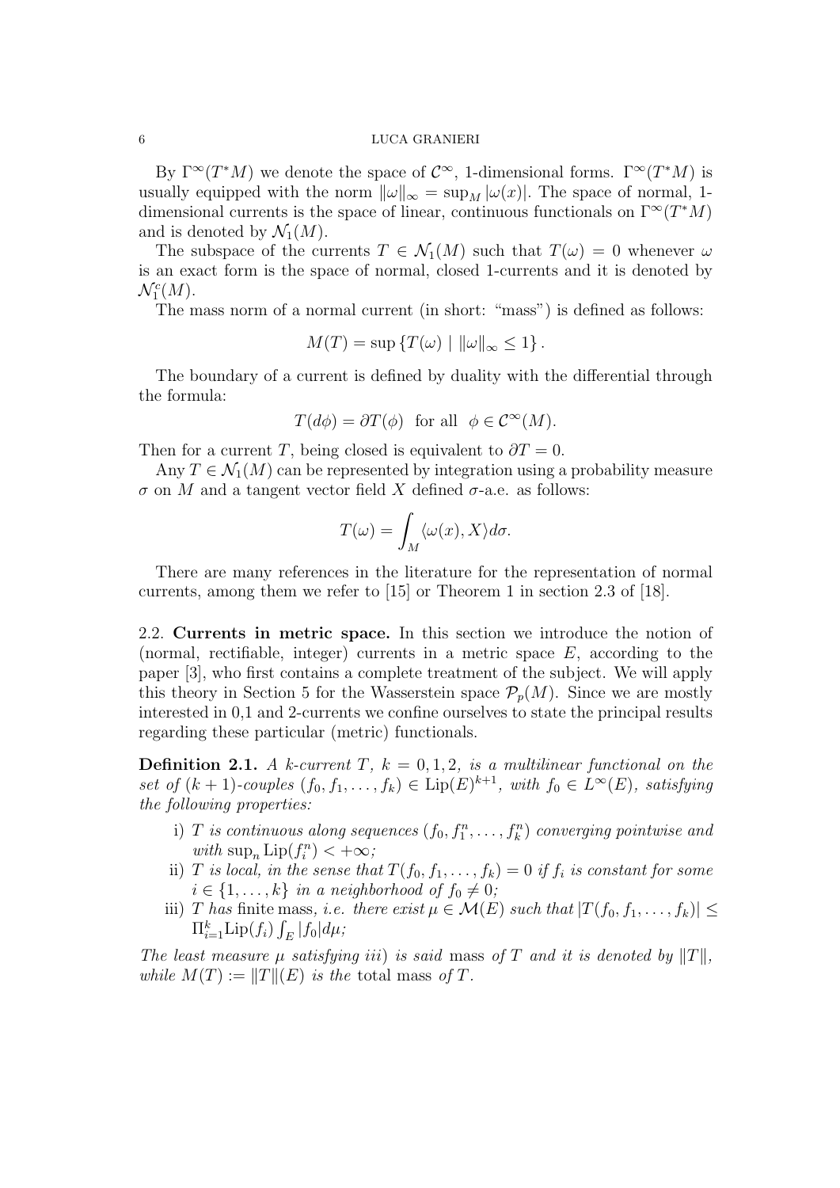By $\Gamma^\infty(T^*M)$ we denote the space of $\mathcal{C}^\infty$, 1-dimensional forms. $\Gamma^\infty(T^*M)$ is usually equipped with the norm $\|\omega\|_\infty = \sup_M |\omega(x)|$. The space of normal, 1-dimensional currents is the space of linear, continuous functionals on $\Gamma^\infty(T^*M)$ and is denoted by $\mathcal{N}_1(M)$.

The subspace of the currents $T \in \mathcal{N}_1(M)$ such that $T(\omega) = 0$ whenever $\omega$ is an exact form is the space of normal, closed 1-currents and it is denoted by $\mathcal{N}_1^c(M)$.

The mass norm of a normal current (in short: "mass") is defined as follows:

$$M(T) = \sup \{T(\omega) \mid \|\omega\|_\infty \leq 1\}.$$

The boundary of a current is defined by duality with the differential through the formula:

$$T(d\phi) = \partial T(\phi) \quad \text{for all} \quad \phi \in \mathcal{C}^\infty(M).$$

Then for a current $T$, being closed is equivalent to $\partial T = 0$.

Any $T \in \mathcal{N}_1(M)$ can be represented by integration using a probability measure $\sigma$ on $M$ and a tangent vector field $X$ defined $\sigma$-a.e. as follows:

$$T(\omega) = \int_M \langle \omega(x), X \rangle d\sigma.$$

There are many references in the literature for the representation of normal currents, among them we refer to [15] or Theorem 1 in section 2.3 of [18].

## 2.2. Currents in metric space.

In this section we introduce the notion of (normal, rectifiable, integer) currents in a metric space $E$, according to the paper [3], who first contains a complete treatment of the subject. We will apply this theory in Section 5 for the Wasserstein space $\mathcal{P}_p(M)$. Since we are mostly interested in 0,1 and 2-currents we confine ourselves to state the principal results regarding these particular (metric) functionals.

**Definition 2.1.** *A $k$-current $T$, $k = 0, 1, 2$, is a multilinear functional on the set of $(k+1)$-couples $(f_0, f_1, \ldots, f_k) \in \mathrm{Lip}(E)^{k+1}$, with $f_0 \in L^\infty(E)$, satisfying the following properties:*

- i) *$T$ is continuous along sequences $(f_0, f_1^n, \ldots, f_k^n)$ converging pointwise and with $\sup_n \mathrm{Lip}(f_i^n) < +\infty$;*
- ii) *$T$ is local, in the sense that $T(f_0, f_1, \ldots, f_k) = 0$ if $f_i$ is constant for some $i \in \{1, \ldots, k\}$ in a neighborhood of $f_0 \neq 0$;*
- iii) *$T$ has* finite mass*, i.e. there exist $\mu \in \mathcal{M}(E)$ such that $|T(f_0, f_1, \ldots, f_k)| \leq \Pi_{i=1}^k \mathrm{Lip}(f_i) \int_E |f_0| d\mu$;*

*The least measure $\mu$ satisfying iii) is said* mass *of $T$ and it is denoted by $\|T\|$, while $M(T) := \|T\|(E)$ is the* total mass *of $T$.*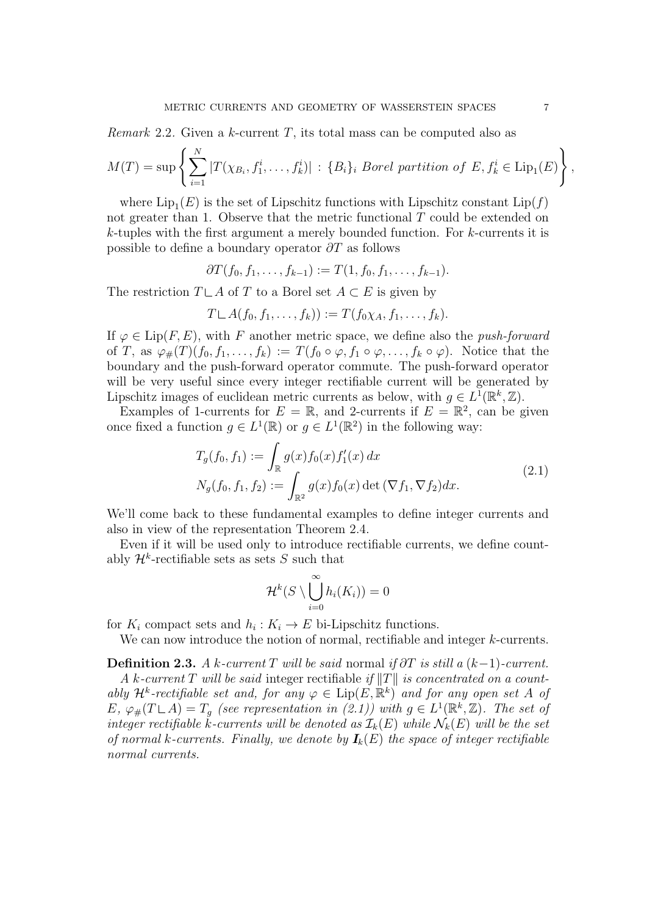*Remark* 2.2. Given a $k$-current $T$, its total mass can be computed also as

$$M(T) = \sup \left\{ \sum_{i=1}^{N} |T(\chi_{B_i}, f_1^i, \dots, f_k^i)| \,:\, \{B_i\}_i \text{ Borel partition of } E, f_k^i \in \mathrm{Lip}_1(E) \right\},$$

where $\mathrm{Lip}_1(E)$ is the set of Lipschitz functions with Lipschitz constant $\mathrm{Lip}(f)$ not greater than 1. Observe that the metric functional $T$ could be extended on $k$-tuples with the first argument a merely bounded function. For $k$-currents it is possible to define a boundary operator $\partial T$ as follows

$$\partial T(f_0, f_1, \dots, f_{k-1}) := T(1, f_0, f_1, \dots, f_{k-1}).$$

The restriction $T \llcorner A$ of $T$ to a Borel set $A \subset E$ is given by

$$T \llcorner A(f_0, f_1, \dots, f_k)) := T(f_0 \chi_A, f_1, \dots, f_k).$$

If $\varphi \in \mathrm{Lip}(F, E)$, with $F$ another metric space, we define also the *push-forward* of $T$, as $\varphi_\#(T)(f_0, f_1, \dots, f_k) := T(f_0 \circ \varphi, f_1 \circ \varphi, \dots, f_k \circ \varphi)$. Notice that the boundary and the push-forward operator commute. The push-forward operator will be very useful since every integer rectifiable current will be generated by Lipschitz images of euclidean metric currents as below, with $g \in L^1(\mathbb{R}^k, \mathbb{Z})$.

Examples of 1-currents for $E = \mathbb{R}$, and 2-currents if $E = \mathbb{R}^2$, can be given once fixed a function $g \in L^1(\mathbb{R})$ or $g \in L^1(\mathbb{R}^2)$ in the following way:

$$\begin{aligned} T_g(f_0, f_1) &:= \int_{\mathbb{R}} g(x) f_0(x) f_1'(x) \, dx \\ N_g(f_0, f_1, f_2) &:= \int_{\mathbb{R}^2} g(x) f_0(x) \det(\nabla f_1, \nabla f_2) dx. \end{aligned} \tag{2.1}$$

We'll come back to these fundamental examples to define integer currents and also in view of the representation Theorem 2.4.

Even if it will be used only to introduce rectifiable currents, we define countably $\mathcal{H}^k$-rectifiable sets as sets $S$ such that

$$\mathcal{H}^k(S \setminus \bigcup_{i=0}^{\infty} h_i(K_i)) = 0$$

for $K_i$ compact sets and $h_i : K_i \to E$ bi-Lipschitz functions.

We can now introduce the notion of normal, rectifiable and integer $k$-currents.

**Definition 2.3.** *A $k$-current $T$ will be said* normal *if $\partial T$ is still a $(k-1)$-current.*

*A $k$-current $T$ will be said* integer rectifiable *if $\|T\|$ is concentrated on a countably $\mathcal{H}^k$-rectifiable set and, for any $\varphi \in \mathrm{Lip}(E, \mathbb{R}^k)$ and for any open set $A$ of $E$, $\varphi_\#(T \llcorner A) = T_g$ (see representation in (2.1)) with $g \in L^1(\mathbb{R}^k, \mathbb{Z})$. The set of integer rectifiable $k$-currents will be denoted as $\mathcal{I}_k(E)$ while $\mathcal{N}_k(E)$ will be the set of normal $k$-currents. Finally, we denote by $\boldsymbol{I}_k(E)$ the space of integer rectifiable normal currents.*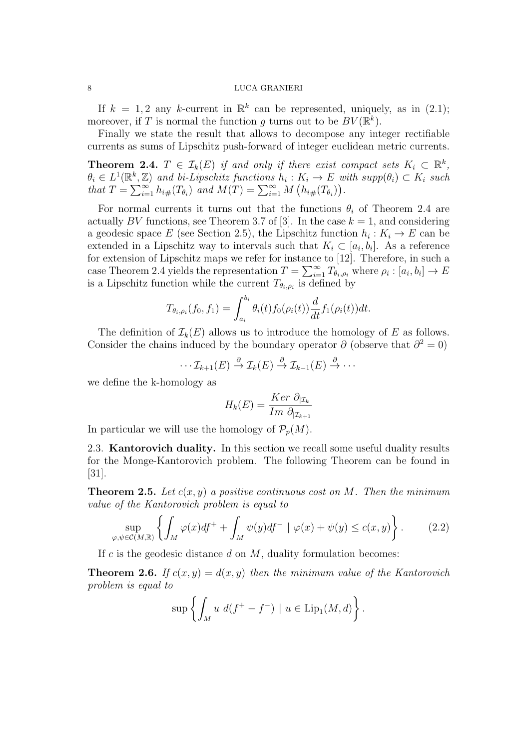If $k = 1, 2$ any $k$-current in $\mathbb{R}^k$ can be represented, uniquely, as in (2.1); moreover, if $T$ is normal the function $g$ turns out to be $BV(\mathbb{R}^k)$.

Finally we state the result that allows to decompose any integer rectifiable currents as sums of Lipschitz push-forward of integer euclidean metric currents.

**Theorem 2.4.** *$T \in \mathcal{I}_k(E)$ if and only if there exist compact sets $K_i \subset \mathbb{R}^k$, $\theta_i \in L^1(\mathbb{R}^k, \mathbb{Z})$ and bi-Lipschitz functions $h_i : K_i \to E$ with $supp(\theta_i) \subset K_i$ such that $T = \sum_{i=1}^{\infty} h_{i\#}(T_{\theta_i})$ and $M(T) = \sum_{i=1}^{\infty} M\left(h_{i\#}(T_{\theta_i})\right)$.*

For normal currents it turns out that the functions $\theta_i$ of Theorem 2.4 are actually $BV$ functions, see Theorem 3.7 of [3]. In the case $k = 1$, and considering a geodesic space $E$ (see Section 2.5), the Lipschitz function $h_i : K_i \to E$ can be extended in a Lipschitz way to intervals such that $K_i \subset [a_i, b_i]$. As a reference for extension of Lipschitz maps we refer for instance to [12]. Therefore, in such a case Theorem 2.4 yields the representation $T = \sum_{i=1}^{\infty} T_{\theta_i, \rho_i}$ where $\rho_i : [a_i, b_i] \to E$ is a Lipschitz function while the current $T_{\theta_i, \rho_i}$ is defined by

$$T_{\theta_i, \rho_i}(f_0, f_1) = \int_{a_i}^{b_i} \theta_i(t) f_0(\rho_i(t)) \frac{d}{dt} f_1(\rho_i(t)) dt.$$

The definition of $\mathcal{I}_k(E)$ allows us to introduce the homology of $E$ as follows. Consider the chains induced by the boundary operator $\partial$ (observe that $\partial^2 = 0$)

$$\cdots \mathcal{I}_{k+1}(E) \xrightarrow{\partial} \mathcal{I}_k(E) \xrightarrow{\partial} \mathcal{I}_{k-1}(E) \xrightarrow{\partial} \cdots$$

we define the k-homology as

$$H_k(E) = \frac{Ker\ \partial_{|\mathcal{I}_k}}{Im\ \partial_{|\mathcal{I}_{k+1}}}$$

In particular we will use the homology of $\mathcal{P}_p(M)$.

2.3. **Kantorovich duality.** In this section we recall some useful duality results for the Monge-Kantorovich problem. The following Theorem can be found in [31].

**Theorem 2.5.** *Let $c(x, y)$ a positive continuous cost on $M$. Then the minimum value of the Kantorovich problem is equal to*

$$\sup_{\varphi, \psi \in \mathcal{C}(M, \mathbb{R})} \left\{ \int_M \varphi(x) df^+ + \int_M \psi(y) df^- \mid \varphi(x) + \psi(y) \leq c(x, y) \right\}. \tag{2.2}$$

If $c$ is the geodesic distance $d$ on $M$, duality formulation becomes:

**Theorem 2.6.** *If $c(x, y) = d(x, y)$ then the minimum value of the Kantorovich problem is equal to*

$$\sup \left\{ \int_M u\ d(f^+ - f^-) \mid u \in \mathrm{Lip}_1(M, d) \right\}.$$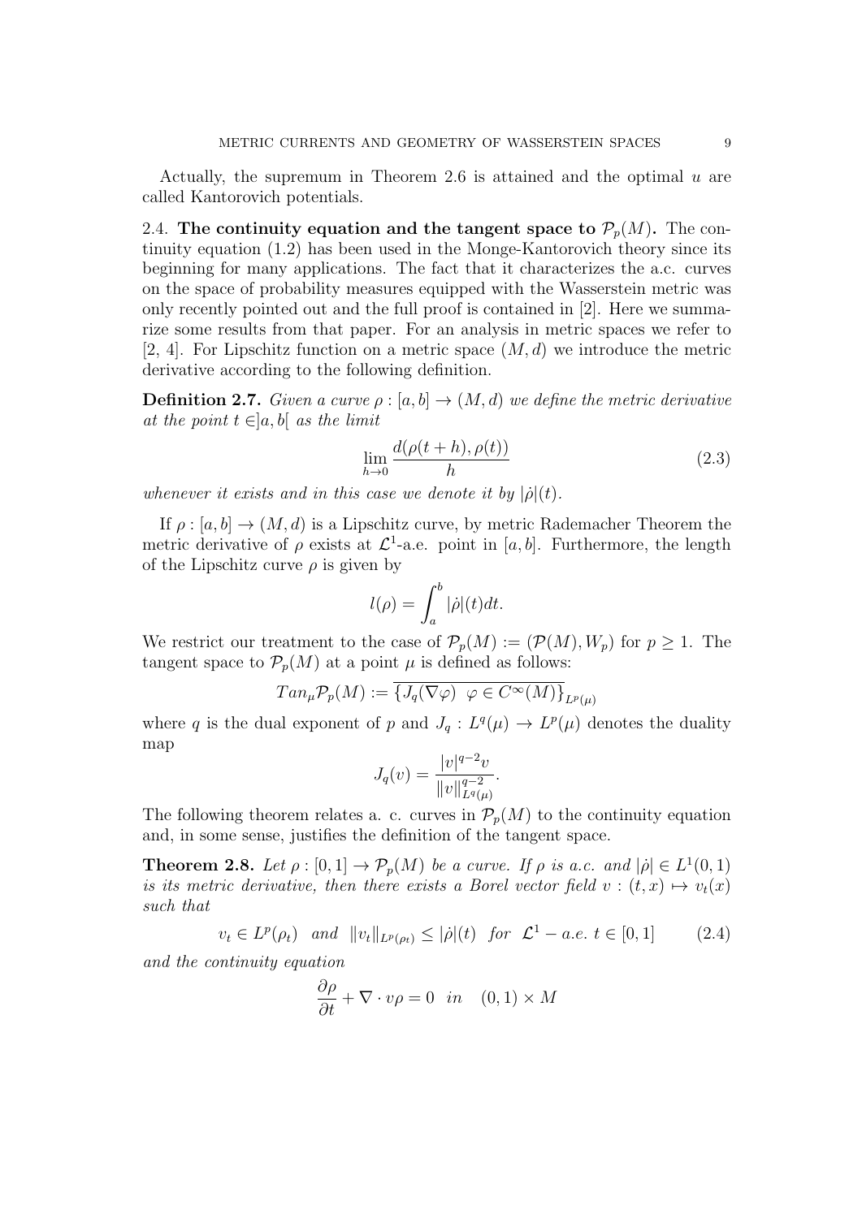Actually, the supremum in Theorem 2.6 is attained and the optimal $u$ are called Kantorovich potentials.

2.4. **The continuity equation and the tangent space to $\mathcal{P}_p(M)$.** The continuity equation (1.2) has been used in the Monge-Kantorovich theory since its beginning for many applications. The fact that it characterizes the a.c. curves on the space of probability measures equipped with the Wasserstein metric was only recently pointed out and the full proof is contained in [2]. Here we summarize some results from that paper. For an analysis in metric spaces we refer to [2, 4]. For Lipschitz function on a metric space $(M, d)$ we introduce the metric derivative according to the following definition.

**Definition 2.7.** *Given a curve $\rho : [a, b] \to (M, d)$ we define the metric derivative at the point $t \in ]a, b[$ as the limit*

$$\lim_{h \to 0} \frac{d(\rho(t+h), \rho(t))}{h} \tag{2.3}$$

*whenever it exists and in this case we denote it by $|\dot{\rho}|(t)$.*

If $\rho : [a, b] \to (M, d)$ is a Lipschitz curve, by metric Rademacher Theorem the metric derivative of $\rho$ exists at $\mathcal{L}^1$-a.e. point in $[a, b]$. Furthermore, the length of the Lipschitz curve $\rho$ is given by

$$l(\rho) = \int_a^b |\dot{\rho}|(t) dt.$$

We restrict our treatment to the case of $\mathcal{P}_p(M) := (\mathcal{P}(M), W_p)$ for $p \geq 1$. The tangent space to $\mathcal{P}_p(M)$ at a point $\mu$ is defined as follows:

$$Tan_\mu \mathcal{P}_p(M) := \overline{\{J_q(\nabla\varphi) \ \ \varphi \in C^\infty(M)\}}_{L^p(\mu)}$$

where $q$ is the dual exponent of $p$ and $J_q : L^q(\mu) \to L^p(\mu)$ denotes the duality map

$$J_q(v) = \frac{|v|^{q-2} v}{\|v\|^{q-2}_{L^q(\mu)}}.$$

The following theorem relates a. c. curves in $\mathcal{P}_p(M)$ to the continuity equation and, in some sense, justifies the definition of the tangent space.

**Theorem 2.8.** *Let $\rho : [0, 1] \to \mathcal{P}_p(M)$ be a curve. If $\rho$ is a.c. and $|\dot{\rho}| \in L^1(0, 1)$ is its metric derivative, then there exists a Borel vector field $v : (t, x) \mapsto v_t(x)$ such that*

$$v_t \in L^p(\rho_t) \ \ \textit{and} \ \ \|v_t\|_{L^p(\rho_t)} \leq |\dot{\rho}|(t) \ \ \textit{for} \ \ \mathcal{L}^1 - \textit{a.e.} \ t \in [0, 1] \tag{2.4}$$

*and the continuity equation*

$$\frac{\partial \rho}{\partial t} + \nabla \cdot v\rho = 0 \quad in \quad (0, 1) \times M$$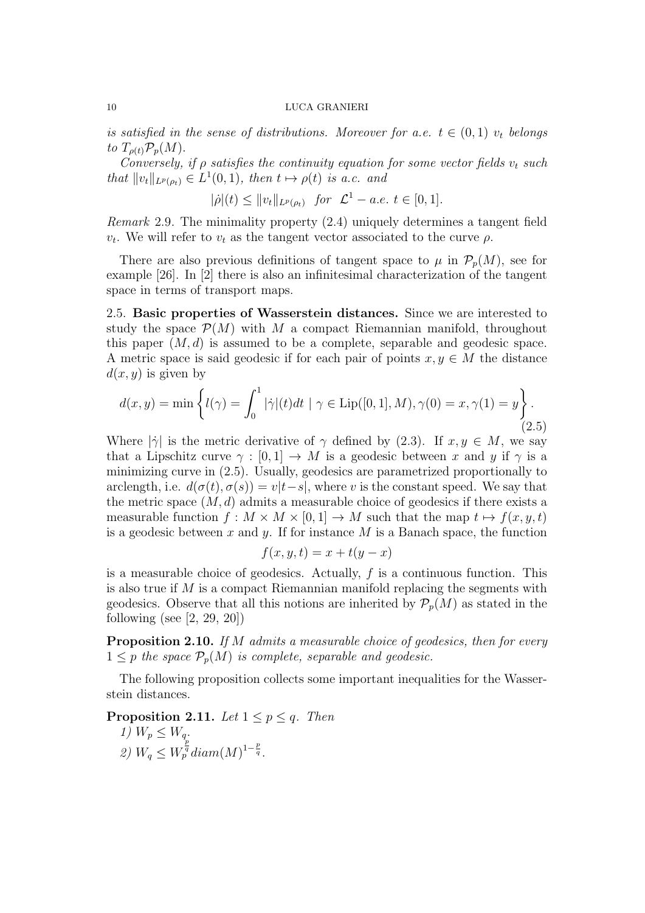*is satisfied in the sense of distributions. Moreover for a.e.* $t \in (0,1)$ $v_t$ *belongs to* $T_{\rho(t)}\mathcal{P}_p(M)$.

*Conversely, if* $\rho$ *satisfies the continuity equation for some vector fields* $v_t$ *such that* $\|v_t\|_{L^p(\rho_t)} \in L^1(0,1)$, *then* $t \mapsto \rho(t)$ *is a.c. and*

$$|\dot{\rho}|(t) \leq \|v_t\|_{L^p(\rho_t)} \quad \text{for} \quad \mathcal{L}^1 - a.e. \ t \in [0,1].$$

*Remark* 2.9. The minimality property (2.4) uniquely determines a tangent field $v_t$. We will refer to $v_t$ as the tangent vector associated to the curve $\rho$.

There are also previous definitions of tangent space to $\mu$ in $\mathcal{P}_p(M)$, see for example [26]. In [2] there is also an infinitesimal characterization of the tangent space in terms of transport maps.

2.5. **Basic properties of Wasserstein distances.** Since we are interested to study the space $\mathcal{P}(M)$ with $M$ a compact Riemannian manifold, throughout this paper $(M,d)$ is assumed to be a complete, separable and geodesic space. A metric space is said geodesic if for each pair of points $x, y \in M$ the distance $d(x,y)$ is given by

$$d(x,y) = \min\left\{ l(\gamma) = \int_0^1 |\dot{\gamma}|(t)dt \mid \gamma \in \mathrm{Lip}([0,1],M), \gamma(0) = x, \gamma(1) = y \right\}. \tag{2.5}$$

Where $|\dot{\gamma}|$ is the metric derivative of $\gamma$ defined by (2.3). If $x, y \in M$, we say that a Lipschitz curve $\gamma : [0,1] \to M$ is a geodesic between $x$ and $y$ if $\gamma$ is a minimizing curve in (2.5). Usually, geodesics are parametrized proportionally to arclength, i.e. $d(\sigma(t), \sigma(s)) = v|t-s|$, where $v$ is the constant speed. We say that the metric space $(M,d)$ admits a measurable choice of geodesics if there exists a measurable function $f : M \times M \times [0,1] \to M$ such that the map $t \mapsto f(x,y,t)$ is a geodesic between $x$ and $y$. If for instance $M$ is a Banach space, the function

$$f(x,y,t) = x + t(y-x)$$

is a measurable choice of geodesics. Actually, $f$ is a continuous function. This is also true if $M$ is a compact Riemannian manifold replacing the segments with geodesics. Observe that all this notions are inherited by $\mathcal{P}_p(M)$ as stated in the following (see [2, 29, 20])

**Proposition 2.10.** *If* $M$ *admits a measurable choice of geodesics, then for every* $1 \leq p$ *the space* $\mathcal{P}_p(M)$ *is complete, separable and geodesic.*

The following proposition collects some important inequalities for the Wasserstein distances.

**Proposition 2.11.** *Let* $1 \leq p \leq q$. *Then*

*1)* $W_p \leq W_q$.

*2)* $W_q \leq W_p^{\frac{p}{q}} diam(M)^{1-\frac{p}{q}}$.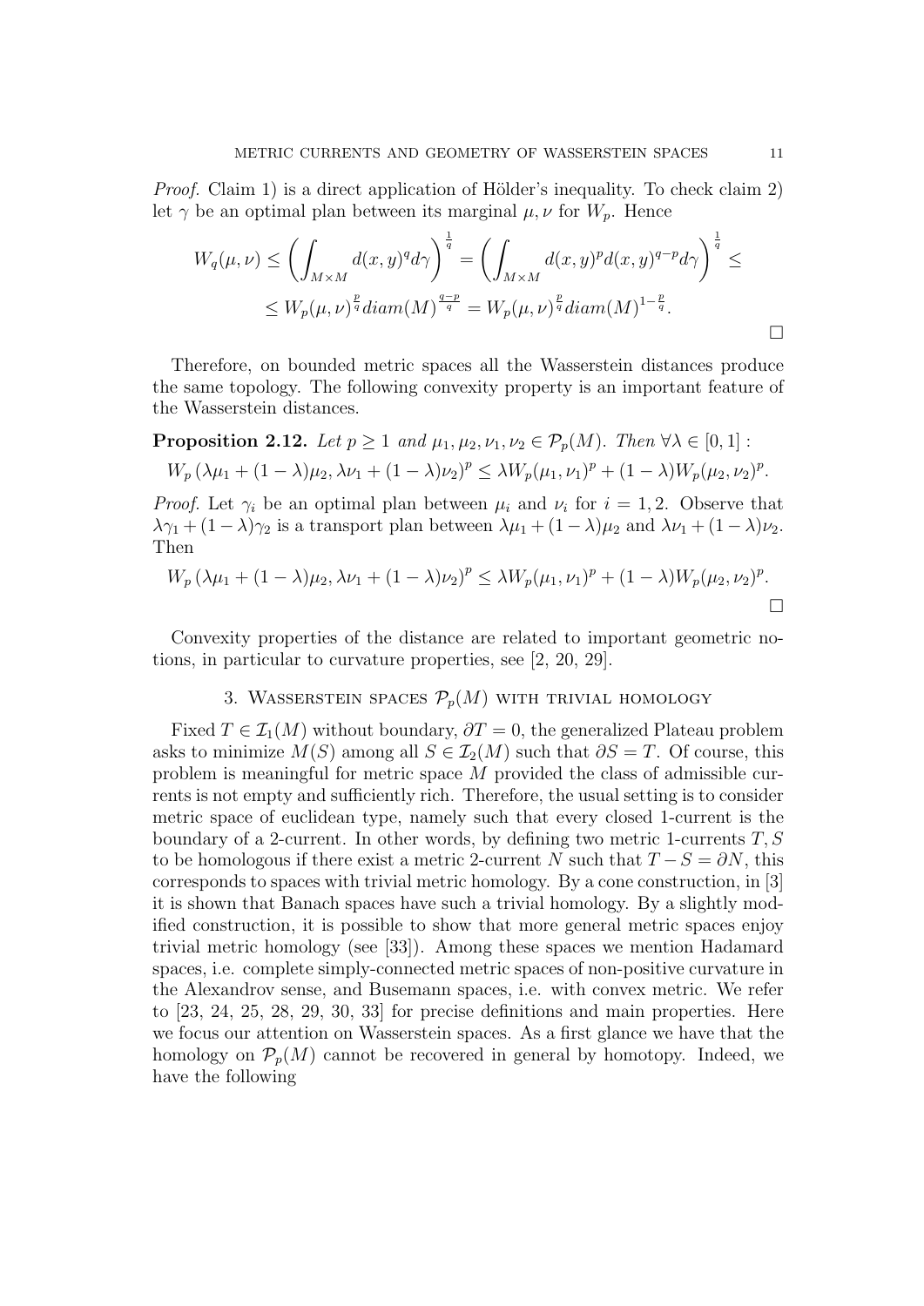*Proof.* Claim 1) is a direct application of Hölder's inequality. To check claim 2) let $\gamma$ be an optimal plan between its marginal $\mu, \nu$ for $W_p$. Hence

$$W_q(\mu,\nu) \leq \left( \int_{M\times M} d(x,y)^q d\gamma \right)^{\frac{1}{q}} = \left( \int_{M\times M} d(x,y)^p d(x,y)^{q-p} d\gamma \right)^{\frac{1}{q}} \leq$$

$$\leq W_p(\mu,\nu)^{\frac{p}{q}} diam(M)^{\frac{q-p}{q}} = W_p(\mu,\nu)^{\frac{p}{q}} diam(M)^{1-\frac{p}{q}}.$$

□

Therefore, on bounded metric spaces all the Wasserstein distances produce the same topology. The following convexity property is an important feature of the Wasserstein distances.

**Proposition 2.12.** *Let $p \geq 1$ and $\mu_1, \mu_2, \nu_1, \nu_2 \in \mathcal{P}_p(M)$. Then $\forall \lambda \in [0,1]$ :*

$$W_p\left(\lambda\mu_1 + (1-\lambda)\mu_2, \lambda\nu_1 + (1-\lambda)\nu_2\right)^p \leq \lambda W_p(\mu_1,\nu_1)^p + (1-\lambda)W_p(\mu_2,\nu_2)^p.$$

*Proof.* Let $\gamma_i$ be an optimal plan between $\mu_i$ and $\nu_i$ for $i = 1, 2$. Observe that $\lambda\gamma_1 + (1-\lambda)\gamma_2$ is a transport plan between $\lambda\mu_1 + (1-\lambda)\mu_2$ and $\lambda\nu_1 + (1-\lambda)\nu_2$. Then

$$W_p\left(\lambda\mu_1 + (1-\lambda)\mu_2, \lambda\nu_1 + (1-\lambda)\nu_2\right)^p \leq \lambda W_p(\mu_1,\nu_1)^p + (1-\lambda)W_p(\mu_2,\nu_2)^p.$$

□

Convexity properties of the distance are related to important geometric notions, in particular to curvature properties, see [2, 20, 29].

## 3. Wasserstein spaces $\mathcal{P}_p(M)$ with trivial homology

Fixed $T \in \mathcal{I}_1(M)$ without boundary, $\partial T = 0$, the generalized Plateau problem asks to minimize $M(S)$ among all $S \in \mathcal{I}_2(M)$ such that $\partial S = T$. Of course, this problem is meaningful for metric space $M$ provided the class of admissible currents is not empty and sufficiently rich. Therefore, the usual setting is to consider metric space of euclidean type, namely such that every closed 1-current is the boundary of a 2-current. In other words, by defining two metric 1-currents $T, S$ to be homologous if there exist a metric 2-current $N$ such that $T - S = \partial N$, this corresponds to spaces with trivial metric homology. By a cone construction, in [3] it is shown that Banach spaces have such a trivial homology. By a slightly modified construction, it is possible to show that more general metric spaces enjoy trivial metric homology (see [33]). Among these spaces we mention Hadamard spaces, i.e. complete simply-connected metric spaces of non-positive curvature in the Alexandrov sense, and Busemann spaces, i.e. with convex metric. We refer to [23, 24, 25, 28, 29, 30, 33] for precise definitions and main properties. Here we focus our attention on Wasserstein spaces. As a first glance we have that the homology on $\mathcal{P}_p(M)$ cannot be recovered in general by homotopy. Indeed, we have the following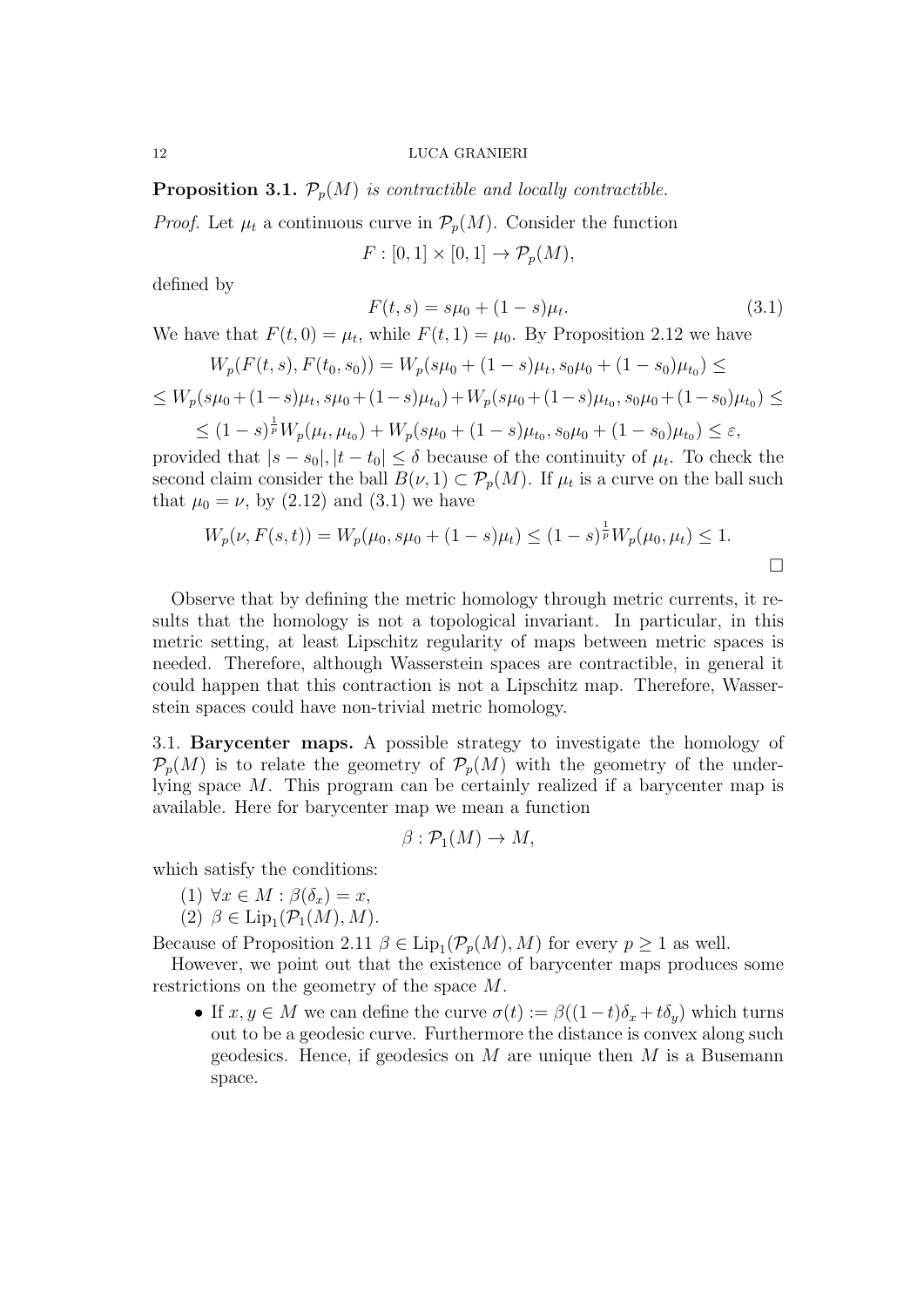**Proposition 3.1.** *$\mathcal{P}_p(M)$ is contractible and locally contractible.*

*Proof.* Let $\mu_t$ a continuous curve in $\mathcal{P}_p(M)$. Consider the function

$$F : [0,1] \times [0,1] \to \mathcal{P}_p(M),$$

defined by

$$F(t,s) = s\mu_0 + (1-s)\mu_t. \tag{3.1}$$

We have that $F(t,0) = \mu_t$, while $F(t,1) = \mu_0$. By Proposition 2.12 we have

$$W_p(F(t,s), F(t_0,s_0)) = W_p(s\mu_0 + (1-s)\mu_t, s_0\mu_0 + (1-s_0)\mu_{t_0}) \leq$$

$$\leq W_p(s\mu_0 + (1-s)\mu_t, s\mu_0 + (1-s)\mu_{t_0}) + W_p(s\mu_0 + (1-s)\mu_{t_0}, s_0\mu_0 + (1-s_0)\mu_{t_0}) \leq$$

$$\leq (1-s)^{\frac{1}{p}} W_p(\mu_t, \mu_{t_0}) + W_p(s\mu_0 + (1-s)\mu_{t_0}, s_0\mu_0 + (1-s_0)\mu_{t_0}) \leq \varepsilon,$$

provided that $|s - s_0|, |t - t_0| \leq \delta$ because of the continuity of $\mu_t$. To check the second claim consider the ball $B(\nu, 1) \subset \mathcal{P}_p(M)$. If $\mu_t$ is a curve on the ball such that $\mu_0 = \nu$, by (2.12) and (3.1) we have

$$W_p(\nu, F(s,t)) = W_p(\mu_0, s\mu_0 + (1-s)\mu_t) \leq (1-s)^{\frac{1}{p}} W_p(\mu_0, \mu_t) \leq 1.$$

$\square$

Observe that by defining the metric homology through metric currents, it results that the homology is not a topological invariant. In particular, in this metric setting, at least Lipschitz regularity of maps between metric spaces is needed. Therefore, although Wasserstein spaces are contractible, in general it could happen that this contraction is not a Lipschitz map. Therefore, Wasserstein spaces could have non-trivial metric homology.

### 3.1. Barycenter maps.

A possible strategy to investigate the homology of $\mathcal{P}_p(M)$ is to relate the geometry of $\mathcal{P}_p(M)$ with the geometry of the underlying space $M$. This program can be certainly realized if a barycenter map is available. Here for barycenter map we mean a function

$$\beta : \mathcal{P}_1(M) \to M,$$

which satisfy the conditions:

(1) $\forall x \in M : \beta(\delta_x) = x$,
(2) $\beta \in \mathrm{Lip}_1(\mathcal{P}_1(M), M)$.

Because of Proposition 2.11 $\beta \in \mathrm{Lip}_1(\mathcal{P}_p(M), M)$ for every $p \geq 1$ as well.

However, we point out that the existence of barycenter maps produces some restrictions on the geometry of the space $M$.

- If $x, y \in M$ we can define the curve $\sigma(t) := \beta((1-t)\delta_x + t\delta_y)$ which turns out to be a geodesic curve. Furthermore the distance is convex along such geodesics. Hence, if geodesics on $M$ are unique then $M$ is a Busemann space.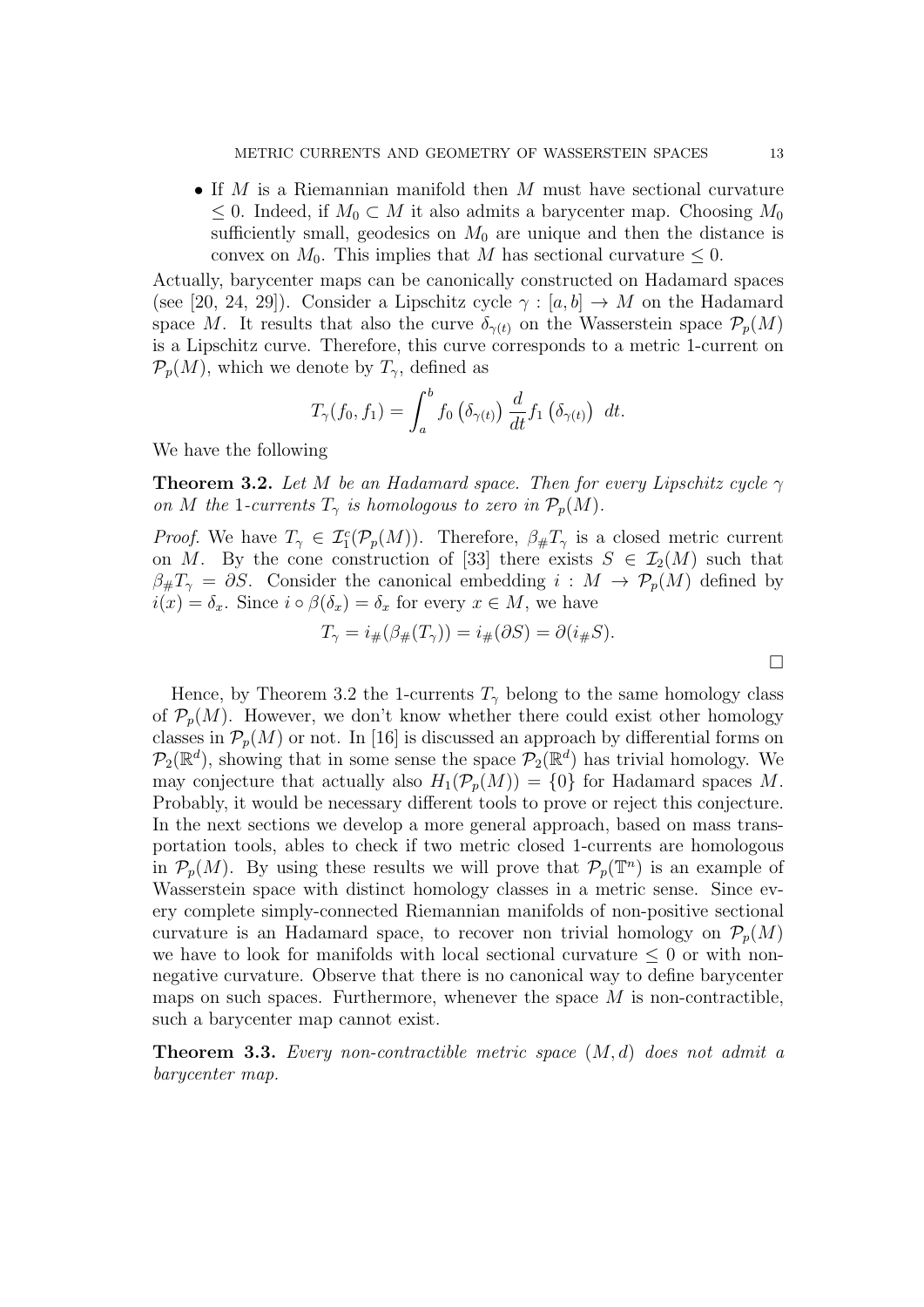- If $M$ is a Riemannian manifold then $M$ must have sectional curvature $\leq 0$. Indeed, if $M_0 \subset M$ it also admits a barycenter map. Choosing $M_0$ sufficiently small, geodesics on $M_0$ are unique and then the distance is convex on $M_0$. This implies that $M$ has sectional curvature $\leq 0$.

Actually, barycenter maps can be canonically constructed on Hadamard spaces (see [20, 24, 29]). Consider a Lipschitz cycle $\gamma : [a, b] \to M$ on the Hadamard space $M$. It results that also the curve $\delta_{\gamma(t)}$ on the Wasserstein space $\mathcal{P}_p(M)$ is a Lipschitz curve. Therefore, this curve corresponds to a metric 1-current on $\mathcal{P}_p(M)$, which we denote by $T_\gamma$, defined as

$$T_\gamma(f_0, f_1) = \int_a^b f_0\left(\delta_{\gamma(t)}\right) \frac{d}{dt} f_1\left(\delta_{\gamma(t)}\right)\, dt.$$

We have the following

**Theorem 3.2.** *Let $M$ be an Hadamard space. Then for every Lipschitz cycle $\gamma$ on $M$ the 1-currents $T_\gamma$ is homologous to zero in $\mathcal{P}_p(M)$.*

*Proof.* We have $T_\gamma \in \mathcal{I}_1^c(\mathcal{P}_p(M))$. Therefore, $\beta_\# T_\gamma$ is a closed metric current on $M$. By the cone construction of [33] there exists $S \in \mathcal{I}_2(M)$ such that $\beta_\# T_\gamma = \partial S$. Consider the canonical embedding $i : M \to \mathcal{P}_p(M)$ defined by $i(x) = \delta_x$. Since $i \circ \beta(\delta_x) = \delta_x$ for every $x \in M$, we have

$$T_\gamma = i_\#(\beta_\#(T_\gamma)) = i_\#(\partial S) = \partial(i_\# S).$$

□

Hence, by Theorem 3.2 the 1-currents $T_\gamma$ belong to the same homology class of $\mathcal{P}_p(M)$. However, we don't know whether there could exist other homology classes in $\mathcal{P}_p(M)$ or not. In [16] is discussed an approach by differential forms on $\mathcal{P}_2(\mathbb{R}^d)$, showing that in some sense the space $\mathcal{P}_2(\mathbb{R}^d)$ has trivial homology. We may conjecture that actually also $H_1(\mathcal{P}_p(M)) = \{0\}$ for Hadamard spaces $M$. Probably, it would be necessary different tools to prove or reject this conjecture. In the next sections we develop a more general approach, based on mass transportation tools, ables to check if two metric closed 1-currents are homologous in $\mathcal{P}_p(M)$. By using these results we will prove that $\mathcal{P}_p(\mathbb{T}^n)$ is an example of Wasserstein space with distinct homology classes in a metric sense. Since every complete simply-connected Riemannian manifolds of non-positive sectional curvature is an Hadamard space, to recover non trivial homology on $\mathcal{P}_p(M)$ we have to look for manifolds with local sectional curvature $\leq 0$ or with non-negative curvature. Observe that there is no canonical way to define barycenter maps on such spaces. Furthermore, whenever the space $M$ is non-contractible, such a barycenter map cannot exist.

**Theorem 3.3.** *Every non-contractible metric space $(M, d)$ does not admit a barycenter map.*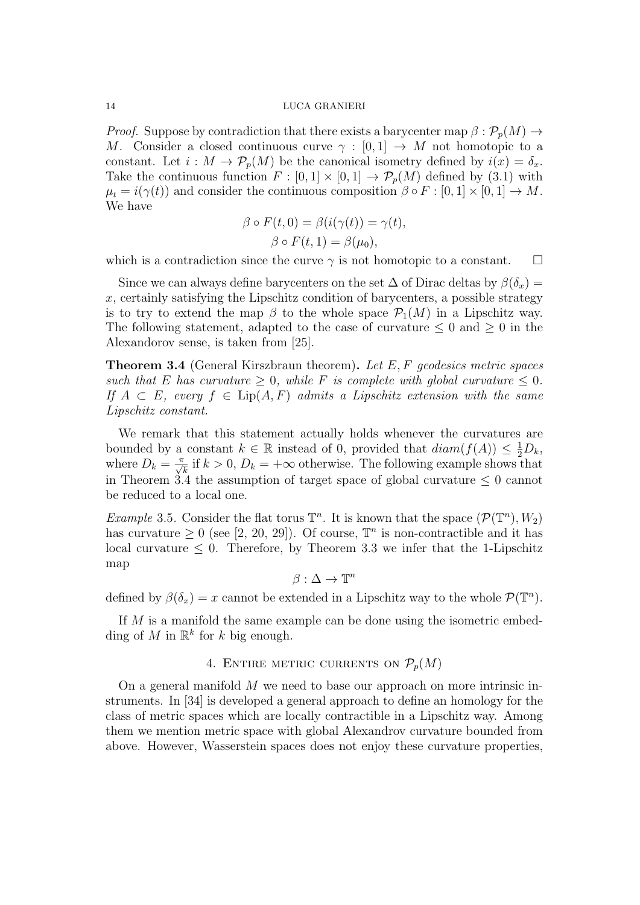*Proof.* Suppose by contradiction that there exists a barycenter map $\beta : \mathcal{P}_p(M) \to M$. Consider a closed continuous curve $\gamma : [0,1] \to M$ not homotopic to a constant. Let $i : M \to \mathcal{P}_p(M)$ be the canonical isometry defined by $i(x) = \delta_x$. Take the continuous function $F : [0,1] \times [0,1] \to \mathcal{P}_p(M)$ defined by (3.1) with $\mu_t = i(\gamma(t))$ and consider the continuous composition $\beta \circ F : [0,1] \times [0,1] \to M$. We have

$$\beta \circ F(t,0) = \beta(i(\gamma(t)) = \gamma(t),$$
$$\beta \circ F(t,1) = \beta(\mu_0),$$

which is a contradiction since the curve $\gamma$ is not homotopic to a constant. $\square$

Since we can always define barycenters on the set $\Delta$ of Dirac deltas by $\beta(\delta_x) = x$, certainly satisfying the Lipschitz condition of barycenters, a possible strategy is to try to extend the map $\beta$ to the whole space $\mathcal{P}_1(M)$ in a Lipschitz way. The following statement, adapted to the case of curvature $\leq 0$ and $\geq 0$ in the Alexandorov sense, is taken from [25].

**Theorem 3.4** (General Kirszbraun theorem)**.** *Let $E, F$ geodesics metric spaces such that $E$ has curvature $\geq 0$, while $F$ is complete with global curvature $\leq 0$. If $A \subset E$, every $f \in \mathrm{Lip}(A, F)$ admits a Lipschitz extension with the same Lipschitz constant.*

We remark that this statement actually holds whenever the curvatures are bounded by a constant $k \in \mathbb{R}$ instead of 0, provided that $diam(f(A)) \leq \frac{1}{2}D_k$, where $D_k = \frac{\pi}{\sqrt{k}}$ if $k > 0$, $D_k = +\infty$ otherwise. The following example shows that in Theorem 3.4 the assumption of target space of global curvature $\leq 0$ cannot be reduced to a local one.

*Example* 3.5. Consider the flat torus $\mathbb{T}^n$. It is known that the space $(\mathcal{P}(\mathbb{T}^n), W_2)$ has curvature $\geq 0$ (see [2, 20, 29]). Of course, $\mathbb{T}^n$ is non-contractible and it has local curvature $\leq 0$. Therefore, by Theorem 3.3 we infer that the 1-Lipschitz map

$$\beta : \Delta \to \mathbb{T}^n$$

defined by $\beta(\delta_x) = x$ cannot be extended in a Lipschitz way to the whole $\mathcal{P}(\mathbb{T}^n)$.

If $M$ is a manifold the same example can be done using the isometric embedding of $M$ in $\mathbb{R}^k$ for $k$ big enough.

## 4. Entire metric currents on $\mathcal{P}_p(M)$

On a general manifold $M$ we need to base our approach on more intrinsic instruments. In [34] is developed a general approach to define an homology for the class of metric spaces which are locally contractible in a Lipschitz way. Among them we mention metric space with global Alexandrov curvature bounded from above. However, Wasserstein spaces does not enjoy these curvature properties,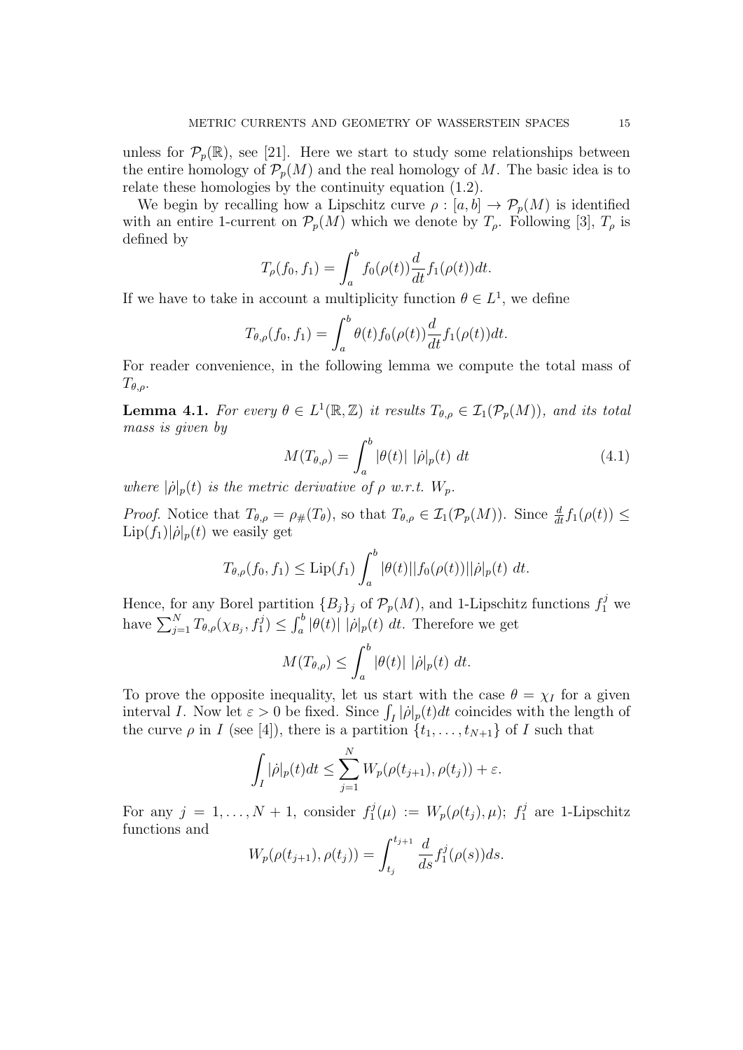unless for $\mathcal{P}_p(\mathbb{R})$, see [21]. Here we start to study some relationships between the entire homology of $\mathcal{P}_p(M)$ and the real homology of $M$. The basic idea is to relate these homologies by the continuity equation (1.2).

We begin by recalling how a Lipschitz curve $\rho : [a, b] \to \mathcal{P}_p(M)$ is identified with an entire 1-current on $\mathcal{P}_p(M)$ which we denote by $T_\rho$. Following [3], $T_\rho$ is defined by

$$T_\rho(f_0, f_1) = \int_a^b f_0(\rho(t)) \frac{d}{dt} f_1(\rho(t)) dt.$$

If we have to take in account a multiplicity function $\theta \in L^1$, we define

$$T_{\theta,\rho}(f_0, f_1) = \int_a^b \theta(t) f_0(\rho(t)) \frac{d}{dt} f_1(\rho(t)) dt.$$

For reader convenience, in the following lemma we compute the total mass of $T_{\theta,\rho}$.

**Lemma 4.1.** *For every $\theta \in L^1(\mathbb{R}, \mathbb{Z})$ it results $T_{\theta,\rho} \in \mathcal{I}_1(\mathcal{P}_p(M))$, and its total mass is given by*

$$M(T_{\theta,\rho}) = \int_a^b |\theta(t)| \; |\dot{\rho}|_p(t) \; dt \tag{4.1}$$

*where $|\dot{\rho}|_p(t)$ is the metric derivative of $\rho$ w.r.t. $W_p$.*

*Proof.* Notice that $T_{\theta,\rho} = \rho_\#(T_\theta)$, so that $T_{\theta,\rho} \in \mathcal{I}_1(\mathcal{P}_p(M))$. Since $\frac{d}{dt} f_1(\rho(t)) \leq \mathrm{Lip}(f_1)|\dot{\rho}|_p(t)$ we easily get

$$T_{\theta,\rho}(f_0, f_1) \leq \mathrm{Lip}(f_1) \int_a^b |\theta(t)||f_0(\rho(t))||\dot{\rho}|_p(t) \; dt.$$

Hence, for any Borel partition $\{B_j\}_j$ of $\mathcal{P}_p(M)$, and 1-Lipschitz functions $f_1^j$ we have $\sum_{j=1}^N T_{\theta,\rho}(\chi_{B_j}, f_1^j) \leq \int_a^b |\theta(t)| \; |\dot{\rho}|_p(t) \; dt$. Therefore we get

$$M(T_{\theta,\rho}) \leq \int_a^b |\theta(t)| \; |\dot{\rho}|_p(t) \; dt.$$

To prove the opposite inequality, let us start with the case $\theta = \chi_I$ for a given interval $I$. Now let $\varepsilon > 0$ be fixed. Since $\int_I |\dot{\rho}|_p(t) dt$ coincides with the length of the curve $\rho$ in $I$ (see [4]), there is a partition $\{t_1, \ldots, t_{N+1}\}$ of $I$ such that

$$\int_I |\dot{\rho}|_p(t) dt \leq \sum_{j=1}^N W_p(\rho(t_{j+1}), \rho(t_j)) + \varepsilon.$$

For any $j = 1, \ldots, N+1$, consider $f_1^j(\mu) := W_p(\rho(t_j), \mu)$; $f_1^j$ are 1-Lipschitz functions and

$$W_p(\rho(t_{j+1}), \rho(t_j)) = \int_{t_j}^{t_{j+1}} \frac{d}{ds} f_1^j(\rho(s)) ds.$$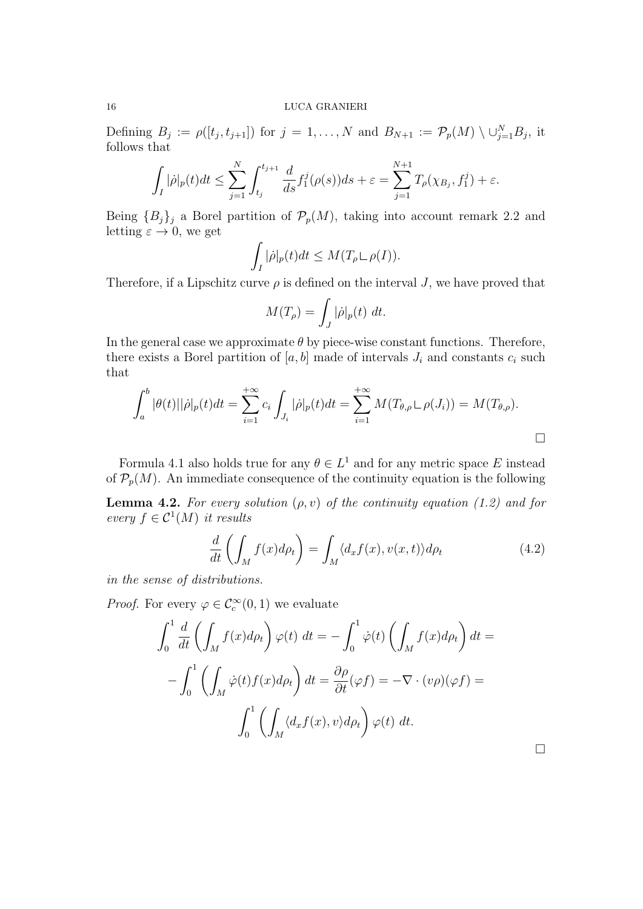Defining $B_j := \rho([t_j, t_{j+1}])$ for $j = 1, \ldots, N$ and $B_{N+1} := \mathcal{P}_p(M) \setminus \cup_{j=1}^N B_j$, it follows that

$$\int_I |\dot{\rho}|_p(t)dt \leq \sum_{j=1}^{N} \int_{t_j}^{t_{j+1}} \frac{d}{ds} f_1^j(\rho(s))ds + \varepsilon = \sum_{j=1}^{N+1} T_\rho(\chi_{B_j}, f_1^j) + \varepsilon.$$

Being $\{B_j\}_j$ a Borel partition of $\mathcal{P}_p(M)$, taking into account remark 2.2 and letting $\varepsilon \to 0$, we get

$$\int_I |\dot{\rho}|_p(t)dt \leq M(T_\rho \llcorner \rho(I)).$$

Therefore, if a Lipschitz curve $\rho$ is defined on the interval $J$, we have proved that

$$M(T_\rho) = \int_J |\dot{\rho}|_p(t)\ dt.$$

In the general case we approximate $\theta$ by piece-wise constant functions. Therefore, there exists a Borel partition of $[a, b]$ made of intervals $J_i$ and constants $c_i$ such that

$$\int_a^b |\theta(t)||\dot{\rho}|_p(t)dt = \sum_{i=1}^{+\infty} c_i \int_{J_i} |\dot{\rho}|_p(t)dt = \sum_{i=1}^{+\infty} M(T_{\theta,\rho} \llcorner \rho(J_i)) = M(T_{\theta,\rho}).$$

$\square$

Formula 4.1 also holds true for any $\theta \in L^1$ and for any metric space $E$ instead of $\mathcal{P}_p(M)$. An immediate consequence of the continuity equation is the following

**Lemma 4.2.** *For every solution $(\rho, v)$ of the continuity equation (1.2) and for every $f \in \mathcal{C}^1(M)$ it results*

$$\frac{d}{dt}\left(\int_M f(x)d\rho_t\right) = \int_M \langle d_x f(x), v(x,t)\rangle d\rho_t \tag{4.2}$$

*in the sense of distributions.*

*Proof.* For every $\varphi \in \mathcal{C}_c^\infty(0, 1)$ we evaluate

$$\int_0^1 \frac{d}{dt}\left(\int_M f(x)d\rho_t\right)\varphi(t)\ dt = -\int_0^1 \dot{\varphi}(t)\left(\int_M f(x)d\rho_t\right)dt =$$

$$-\int_0^1 \left(\int_M \dot{\varphi}(t)f(x)d\rho_t\right)dt = \frac{\partial\rho}{\partial t}(\varphi f) = -\nabla\cdot(v\rho)(\varphi f) =$$

$$\int_0^1 \left(\int_M \langle d_x f(x), v\rangle d\rho_t\right)\varphi(t)\ dt.$$

$\square$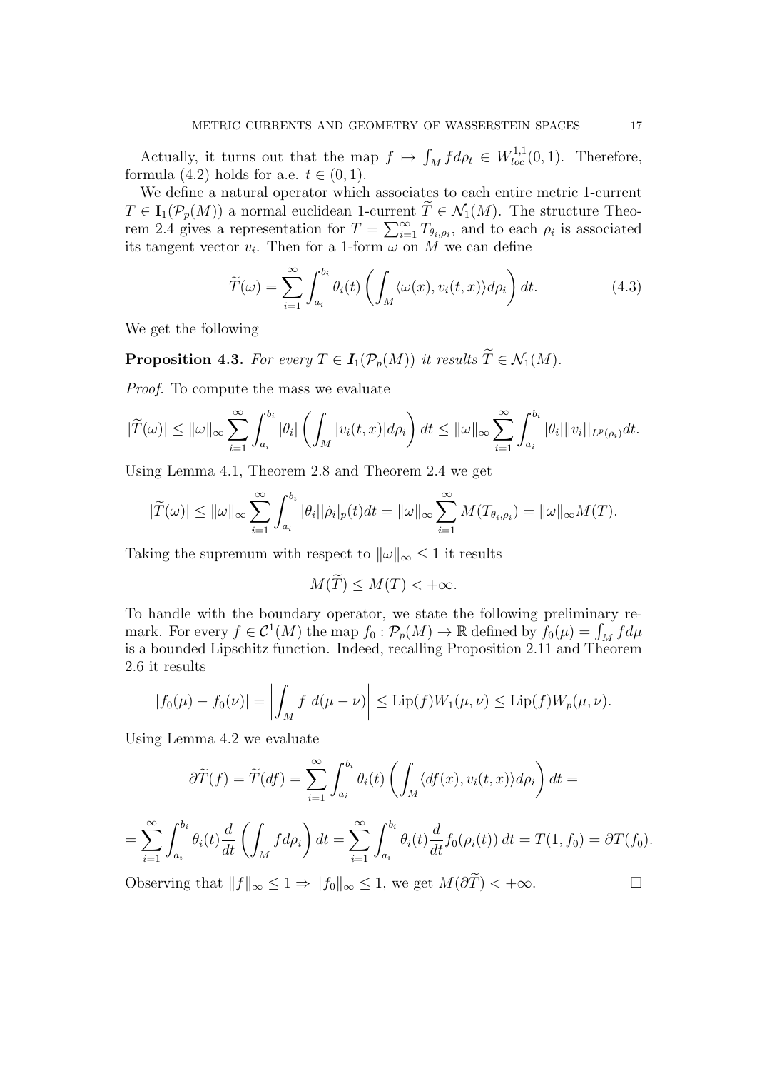Actually, it turns out that the map $f \mapsto \int_M f d\rho_t \in W^{1,1}_{loc}(0,1)$. Therefore, formula (4.2) holds for a.e. $t \in (0,1)$.

We define a natural operator which associates to each entire metric 1-current $T \in \mathbf{I}_1(\mathcal{P}_p(M))$ a normal euclidean 1-current $\widetilde{T} \in \mathcal{N}_1(M)$. The structure Theorem 2.4 gives a representation for $T = \sum_{i=1}^{\infty} T_{\theta_i,\rho_i}$, and to each $\rho_i$ is associated its tangent vector $v_i$. Then for a 1-form $\omega$ on $M$ we can define

$$\widetilde{T}(\omega) = \sum_{i=1}^{\infty} \int_{a_i}^{b_i} \theta_i(t) \left( \int_M \langle \omega(x), v_i(t,x) \rangle d\rho_i \right) dt. \tag{4.3}$$

We get the following

**Proposition 4.3.** *For every $T \in \boldsymbol{I}_1(\mathcal{P}_p(M))$ it results $\widetilde{T} \in \mathcal{N}_1(M)$.*

*Proof.* To compute the mass we evaluate

$$|\widetilde{T}(\omega)| \leq \|\omega\|_\infty \sum_{i=1}^{\infty} \int_{a_i}^{b_i} |\theta_i| \left( \int_M |v_i(t,x)| d\rho_i \right) dt \leq \|\omega\|_\infty \sum_{i=1}^{\infty} \int_{a_i}^{b_i} |\theta_i| \|v_i\|_{L^p(\rho_i)} dt.$$

Using Lemma 4.1, Theorem 2.8 and Theorem 2.4 we get

$$|\widetilde{T}(\omega)| \leq \|\omega\|_\infty \sum_{i=1}^{\infty} \int_{a_i}^{b_i} |\theta_i| |\dot{\rho}_i|_p(t) dt = \|\omega\|_\infty \sum_{i=1}^{\infty} M(T_{\theta_i,\rho_i}) = \|\omega\|_\infty M(T).$$

Taking the supremum with respect to $\|\omega\|_\infty \leq 1$ it results

$$M(\widetilde{T}) \leq M(T) < +\infty.$$

To handle with the boundary operator, we state the following preliminary remark. For every $f \in \mathcal{C}^1(M)$ the map $f_0 : \mathcal{P}_p(M) \to \mathbb{R}$ defined by $f_0(\mu) = \int_M f d\mu$ is a bounded Lipschitz function. Indeed, recalling Proposition 2.11 and Theorem 2.6 it results

$$|f_0(\mu) - f_0(\nu)| = \left| \int_M f \; d(\mu - \nu) \right| \leq \mathrm{Lip}(f) W_1(\mu,\nu) \leq \mathrm{Lip}(f) W_p(\mu,\nu).$$

Using Lemma 4.2 we evaluate

$$\partial\widetilde{T}(f) = \widetilde{T}(df) = \sum_{i=1}^{\infty} \int_{a_i}^{b_i} \theta_i(t) \left( \int_M \langle df(x), v_i(t,x) \rangle d\rho_i \right) dt =$$

$$= \sum_{i=1}^{\infty} \int_{a_i}^{b_i} \theta_i(t) \frac{d}{dt} \left( \int_M f d\rho_i \right) dt = \sum_{i=1}^{\infty} \int_{a_i}^{b_i} \theta_i(t) \frac{d}{dt} f_0(\rho_i(t)) \, dt = T(1, f_0) = \partial T(f_0).$$

Observing that $\|f\|_\infty \leq 1 \Rightarrow \|f_0\|_\infty \leq 1$, we get $M(\partial\widetilde{T}) < +\infty$. □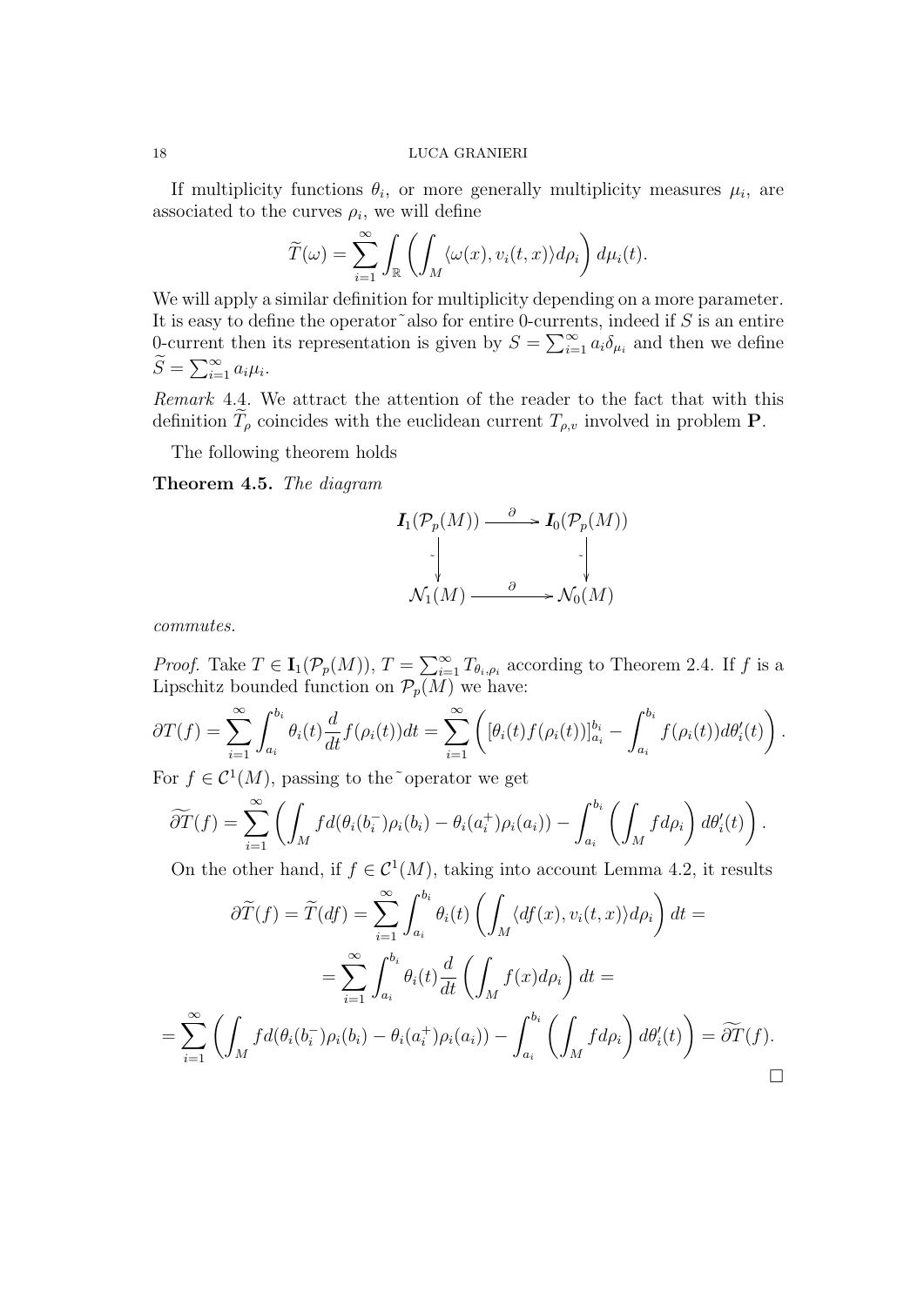If multiplicity functions $\theta_i$, or more generally multiplicity measures $\mu_i$, are associated to the curves $\rho_i$, we will define

$$\widetilde{T}(\omega) = \sum_{i=1}^{\infty} \int_{\mathbb{R}} \left( \int_M \langle \omega(x), v_i(t,x) \rangle d\rho_i \right) d\mu_i(t).$$

We will apply a similar definition for multiplicity depending on a more parameter. It is easy to define the operator $\tilde{}$ also for entire 0-currents, indeed if $S$ is an entire 0-current then its representation is given by $S = \sum_{i=1}^{\infty} a_i \delta_{\mu_i}$ and then we define $\widetilde{S} = \sum_{i=1}^{\infty} a_i \mu_i$.

*Remark* 4.4. We attract the attention of the reader to the fact that with this definition $\widetilde{T}_\rho$ coincides with the euclidean current $T_{\rho,v}$ involved in problem **P**.

The following theorem holds

**Theorem 4.5.** *The diagram*

$$\begin{array}{ccc} \boldsymbol{I}_1(\mathcal{P}_p(M)) & \xrightarrow{\partial} & \boldsymbol{I}_0(\mathcal{P}_p(M)) \\ \big\downarrow \tilde{} & & \big\downarrow \tilde{} \\ \mathcal{N}_1(M) & \xrightarrow{\partial} & \mathcal{N}_0(M) \end{array}$$

*commutes.*

*Proof.* Take $T \in \mathbf{I}_1(\mathcal{P}_p(M))$, $T = \sum_{i=1}^{\infty} T_{\theta_i,\rho_i}$ according to Theorem 2.4. If $f$ is a Lipschitz bounded function on $\mathcal{P}_p(M)$ we have:

$$\partial T(f) = \sum_{i=1}^{\infty} \int_{a_i}^{b_i} \theta_i(t) \frac{d}{dt} f(\rho_i(t)) dt = \sum_{i=1}^{\infty} \left( [\theta_i(t) f(\rho_i(t))]_{a_i}^{b_i} - \int_{a_i}^{b_i} f(\rho_i(t)) d\theta_i'(t) \right).$$

For $f \in \mathcal{C}^1(M)$, passing to the $\tilde{}$ operator we get

$$\widetilde{\partial T}(f) = \sum_{i=1}^{\infty} \left( \int_M f d(\theta_i(b_i^-)\rho_i(b_i) - \theta_i(a_i^+)\rho_i(a_i)) - \int_{a_i}^{b_i} \left( \int_M f d\rho_i \right) d\theta_i'(t) \right).$$

On the other hand, if $f \in \mathcal{C}^1(M)$, taking into account Lemma 4.2, it results

$$\partial\widetilde{T}(f) = \widetilde{T}(df) = \sum_{i=1}^{\infty} \int_{a_i}^{b_i} \theta_i(t) \left( \int_M \langle df(x), v_i(t,x) \rangle d\rho_i \right) dt =$$

$$= \sum_{i=1}^{\infty} \int_{a_i}^{b_i} \theta_i(t) \frac{d}{dt} \left( \int_M f(x) d\rho_i \right) dt =$$

$$= \sum_{i=1}^{\infty} \left( \int_M f d(\theta_i(b_i^-)\rho_i(b_i) - \theta_i(a_i^+)\rho_i(a_i)) - \int_{a_i}^{b_i} \left( \int_M f d\rho_i \right) d\theta_i'(t) \right) = \widetilde{\partial T}(f).$$

$\square$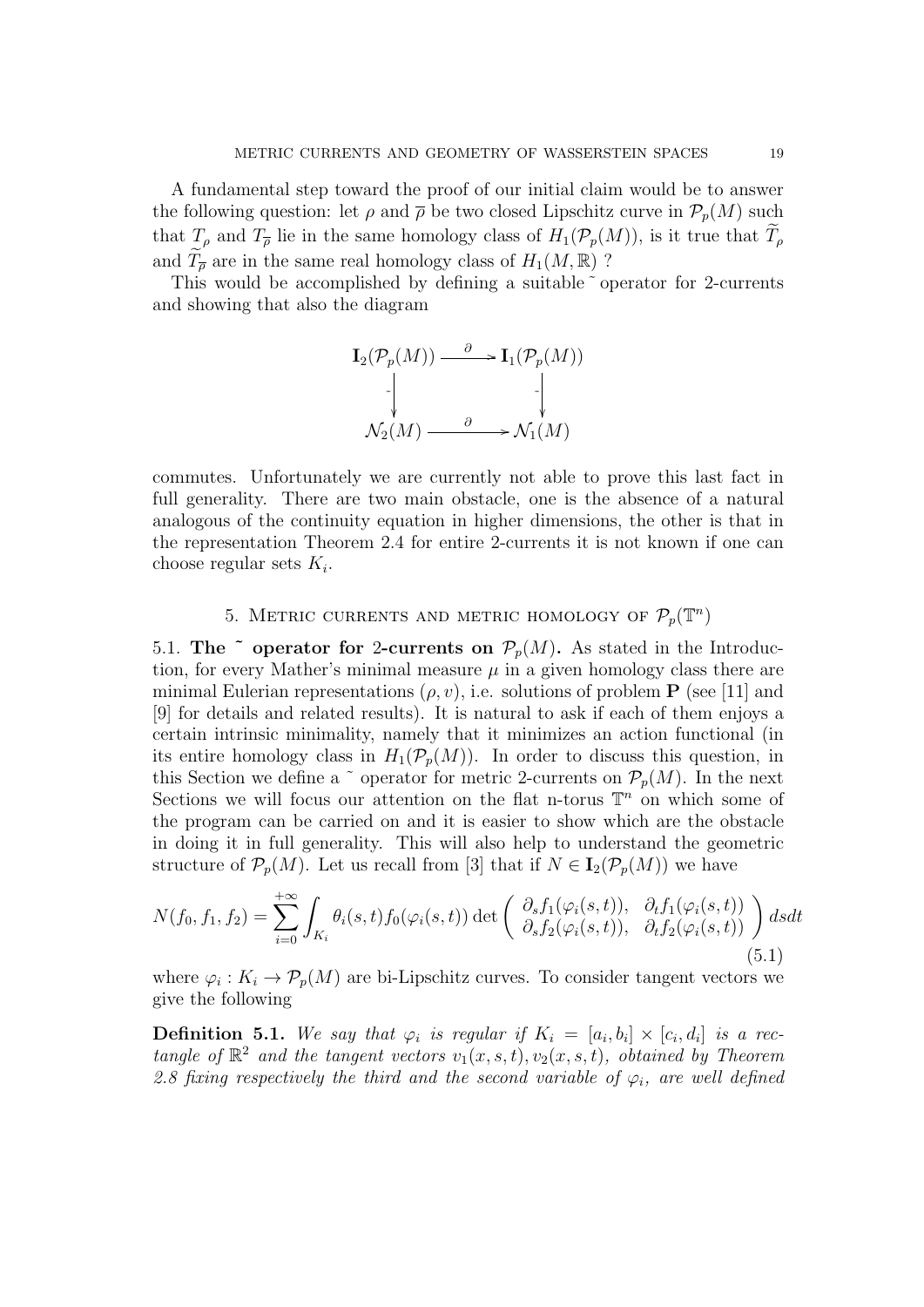A fundamental step toward the proof of our initial claim would be to answer the following question: let $\rho$ and $\overline{\rho}$ be two closed Lipschitz curve in $\mathcal{P}_p(M)$ such that $T_\rho$ and $T_{\overline{\rho}}$ lie in the same homology class of $H_1(\mathcal{P}_p(M))$, is it true that $\widetilde{T}_\rho$ and $\widetilde{T}_{\overline{\rho}}$ are in the same real homology class of $H_1(M, \mathbb{R})$ ?

This would be accomplished by defining a suitable $\tilde{}$ operator for 2-currents and showing that also the diagram

$$\begin{array}{ccc} \mathbf{I}_2(\mathcal{P}_p(M)) & \xrightarrow{\partial} & \mathbf{I}_1(\mathcal{P}_p(M)) \\ \big\downarrow \tilde{} & & \big\downarrow \tilde{} \\ \mathcal{N}_2(M) & \xrightarrow{\partial} & \mathcal{N}_1(M) \end{array}$$

commutes. Unfortunately we are currently not able to prove this last fact in full generality. There are two main obstacle, one is the absence of a natural analogous of the continuity equation in higher dimensions, the other is that in the representation Theorem 2.4 for entire 2-currents it is not known if one can choose regular sets $K_i$.

## 5. Metric currents and metric homology of $\mathcal{P}_p(\mathbb{T}^n)$

5.1. **The $\tilde{}$ operator for 2-currents on $\mathcal{P}_p(M)$.** As stated in the Introduction, for every Mather's minimal measure $\mu$ in a given homology class there are minimal Eulerian representations $(\rho, v)$, i.e. solutions of problem $\mathbf{P}$ (see [11] and [9] for details and related results). It is natural to ask if each of them enjoys a certain intrinsic minimality, namely that it minimizes an action functional (in its entire homology class in $H_1(\mathcal{P}_p(M))$. In order to discuss this question, in this Section we define a $\tilde{}$ operator for metric 2-currents on $\mathcal{P}_p(M)$. In the next Sections we will focus our attention on the flat n-torus $\mathbb{T}^n$ on which some of the program can be carried on and it is easier to show which are the obstacle in doing it in full generality. This will also help to understand the geometric structure of $\mathcal{P}_p(M)$. Let us recall from [3] that if $N \in \mathbf{I}_2(\mathcal{P}_p(M))$ we have

$$N(f_0, f_1, f_2) = \sum_{i=0}^{+\infty} \int_{K_i} \theta_i(s,t) f_0(\varphi_i(s,t)) \det \begin{pmatrix} \partial_s f_1(\varphi_i(s,t)), & \partial_t f_1(\varphi_i(s,t)) \\ \partial_s f_2(\varphi_i(s,t)), & \partial_t f_2(\varphi_i(s,t)) \end{pmatrix} dsdt \tag{5.1}$$

where $\varphi_i : K_i \to \mathcal{P}_p(M)$ are bi-Lipschitz curves. To consider tangent vectors we give the following

**Definition 5.1.** *We say that $\varphi_i$ is regular if $K_i = [a_i, b_i] \times [c_i, d_i]$ is a rectangle of $\mathbb{R}^2$ and the tangent vectors $v_1(x, s, t), v_2(x, s, t)$, obtained by Theorem 2.8 fixing respectively the third and the second variable of $\varphi_i$, are well defined*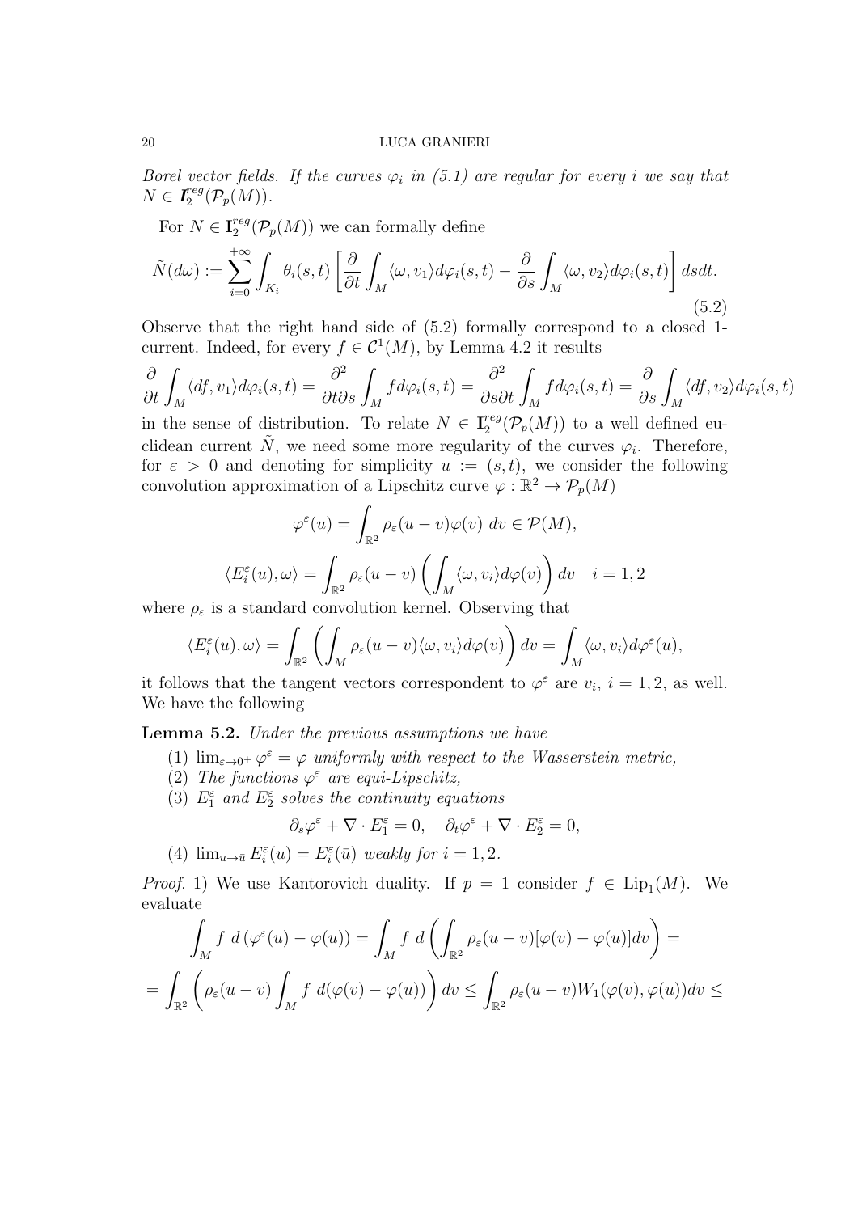*Borel vector fields. If the curves $\varphi_i$ in (5.1) are regular for every $i$ we say that $N \in \mathbf{I}_2^{reg}(\mathcal{P}_p(M))$.*

For $N \in \mathbf{I}_2^{reg}(\mathcal{P}_p(M))$ we can formally define

$$\tilde{N}(d\omega) := \sum_{i=0}^{+\infty} \int_{K_i} \theta_i(s,t) \left[ \frac{\partial}{\partial t} \int_M \langle \omega, v_1 \rangle d\varphi_i(s,t) - \frac{\partial}{\partial s} \int_M \langle \omega, v_2 \rangle d\varphi_i(s,t) \right] dsdt. \tag{5.2}$$

Observe that the right hand side of (5.2) formally correspond to a closed 1-current. Indeed, for every $f \in \mathcal{C}^1(M)$, by Lemma 4.2 it results

$$\frac{\partial}{\partial t} \int_M \langle df, v_1 \rangle d\varphi_i(s,t) = \frac{\partial^2}{\partial t \partial s} \int_M f d\varphi_i(s,t) = \frac{\partial^2}{\partial s \partial t} \int_M f d\varphi_i(s,t) = \frac{\partial}{\partial s} \int_M \langle df, v_2 \rangle d\varphi_i(s,t)$$

in the sense of distribution. To relate $N \in \mathbf{I}_2^{reg}(\mathcal{P}_p(M))$ to a well defined euclidean current $\tilde{N}$, we need some more regularity of the curves $\varphi_i$. Therefore, for $\varepsilon > 0$ and denoting for simplicity $u := (s,t)$, we consider the following convolution approximation of a Lipschitz curve $\varphi : \mathbb{R}^2 \to \mathcal{P}_p(M)$

$$\varphi^\varepsilon(u) = \int_{\mathbb{R}^2} \rho_\varepsilon(u-v)\varphi(v)\, dv \in \mathcal{P}(M),$$

$$\langle E_i^\varepsilon(u), \omega \rangle = \int_{\mathbb{R}^2} \rho_\varepsilon(u-v) \left( \int_M \langle \omega, v_i \rangle d\varphi(v) \right) dv \quad i = 1,2$$

where $\rho_\varepsilon$ is a standard convolution kernel. Observing that

$$\langle E_i^\varepsilon(u), \omega \rangle = \int_{\mathbb{R}^2} \left( \int_M \rho_\varepsilon(u-v) \langle \omega, v_i \rangle d\varphi(v) \right) dv = \int_M \langle \omega, v_i \rangle d\varphi^\varepsilon(u),$$

it follows that the tangent vectors correspondent to $\varphi^\varepsilon$ are $v_i$, $i = 1,2$, as well. We have the following

**Lemma 5.2.** *Under the previous assumptions we have*

1. *$\lim_{\varepsilon \to 0^+} \varphi^\varepsilon = \varphi$ uniformly with respect to the Wasserstein metric,*
2. *The functions $\varphi^\varepsilon$ are equi-Lipschitz,*
3. *$E_1^\varepsilon$ and $E_2^\varepsilon$ solves the continuity equations*
$$\partial_s \varphi^\varepsilon + \nabla \cdot E_1^\varepsilon = 0, \quad \partial_t \varphi^\varepsilon + \nabla \cdot E_2^\varepsilon = 0,$$
4. *$\lim_{u \to \bar{u}} E_i^\varepsilon(u) = E_i^\varepsilon(\bar{u})$ weakly for $i = 1,2$.*

*Proof.* 1) We use Kantorovich duality. If $p = 1$ consider $f \in \mathrm{Lip}_1(M)$. We evaluate

$$\int_M f \; d\left(\varphi^\varepsilon(u) - \varphi(u)\right) = \int_M f \; d\left( \int_{\mathbb{R}^2} \rho_\varepsilon(u-v)[\varphi(v) - \varphi(u)] dv \right) =$$

$$= \int_{\mathbb{R}^2} \left( \rho_\varepsilon(u-v) \int_M f \; d(\varphi(v) - \varphi(u)) \right) dv \leq \int_{\mathbb{R}^2} \rho_\varepsilon(u-v) W_1(\varphi(v), \varphi(u)) dv \leq$$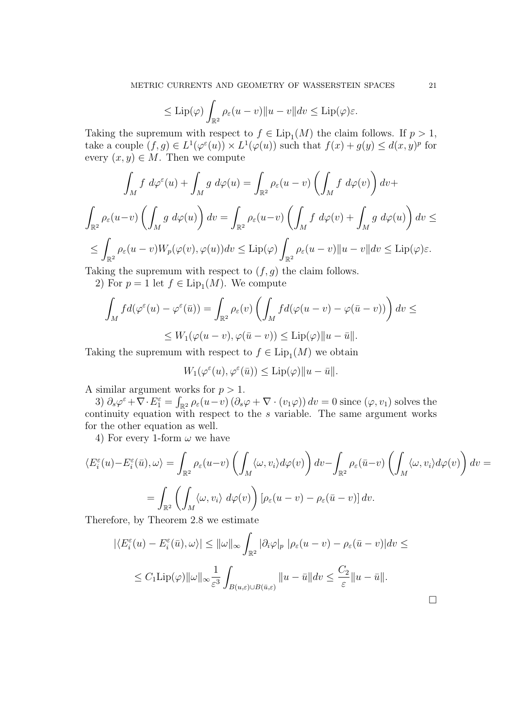$$\leq \mathrm{Lip}(\varphi) \int_{\mathbb{R}^2} \rho_\varepsilon(u-v)\|u-v\|dv \leq \mathrm{Lip}(\varphi)\varepsilon.$$

Taking the supremum with respect to $f \in \mathrm{Lip}_1(M)$ the claim follows. If $p > 1$, take a couple $(f, g) \in L^1(\varphi^\varepsilon(u)) \times L^1(\varphi(u))$ such that $f(x) + g(y) \leq d(x, y)^p$ for every $(x, y) \in M$. Then we compute

$$\int_M f \ d\varphi^\varepsilon(u) + \int_M g \ d\varphi(u) = \int_{\mathbb{R}^2} \rho_\varepsilon(u-v) \left( \int_M f \ d\varphi(v) \right) dv +$$

$$\int_{\mathbb{R}^2} \rho_\varepsilon(u-v) \left( \int_M g \ d\varphi(u) \right) dv = \int_{\mathbb{R}^2} \rho_\varepsilon(u-v) \left( \int_M f \ d\varphi(v) + \int_M g \ d\varphi(u) \right) dv \leq$$

$$\leq \int_{\mathbb{R}^2} \rho_\varepsilon(u-v) W_p(\varphi(v), \varphi(u)) dv \leq \mathrm{Lip}(\varphi) \int_{\mathbb{R}^2} \rho_\varepsilon(u-v)\|u-v\|dv \leq \mathrm{Lip}(\varphi)\varepsilon.$$

Taking the supremum with respect to $(f, g)$ the claim follows.

2) For $p = 1$ let $f \in \mathrm{Lip}_1(M)$. We compute

$$\int_M f d(\varphi^\varepsilon(u) - \varphi^\varepsilon(\bar{u})) = \int_{\mathbb{R}^2} \rho_\varepsilon(v) \left( \int_M f d(\varphi(u-v) - \varphi(\bar{u}-v)) \right) dv \leq$$

$$\leq W_1(\varphi(u-v), \varphi(\bar{u}-v)) \leq \mathrm{Lip}(\varphi)\|u-\bar{u}\|.$$

Taking the supremum with respect to $f \in \mathrm{Lip}_1(M)$ we obtain

$$W_1(\varphi^\varepsilon(u), \varphi^\varepsilon(\bar{u})) \leq \mathrm{Lip}(\varphi)\|u-\bar{u}\|.$$

A similar argument works for $p > 1$.

3) $\partial_s \varphi^\varepsilon + \nabla \cdot E_1^\varepsilon = \int_{\mathbb{R}^2} \rho_\varepsilon(u-v) \left(\partial_s \varphi + \nabla \cdot (v_1 \varphi)\right) dv = 0$ since $(\varphi, v_1)$ solves the continuity equation with respect to the $s$ variable. The same argument works for the other equation as well.

4) For every 1-form $\omega$ we have

$$\langle E_i^\varepsilon(u) - E_i^\varepsilon(\bar{u}), \omega \rangle = \int_{\mathbb{R}^2} \rho_\varepsilon(u-v) \left( \int_M \langle \omega, v_i \rangle d\varphi(v) \right) dv - \int_{\mathbb{R}^2} \rho_\varepsilon(\bar{u}-v) \left( \int_M \langle \omega, v_i \rangle d\varphi(v) \right) dv =$$

$$= \int_{\mathbb{R}^2} \left( \int_M \langle \omega, v_i \rangle \ d\varphi(v) \right) \left[\rho_\varepsilon(u-v) - \rho_\varepsilon(\bar{u}-v)\right] dv.$$

Therefore, by Theorem 2.8 we estimate

$$|\langle E_i^\varepsilon(u) - E_i^\varepsilon(\bar{u}), \omega \rangle| \leq \|\omega\|_\infty \int_{\mathbb{R}^2} |\partial_i \varphi|_p \ |\rho_\varepsilon(u-v) - \rho_\varepsilon(\bar{u}-v)| dv \leq$$

$$\leq C_1 \mathrm{Lip}(\varphi) \|\omega\|_\infty \frac{1}{\varepsilon^3} \int_{B(u,\varepsilon) \cup B(\bar{u},\varepsilon)} \|u-\bar{u}\| dv \leq \frac{C_2}{\varepsilon} \|u-\bar{u}\|.$$

□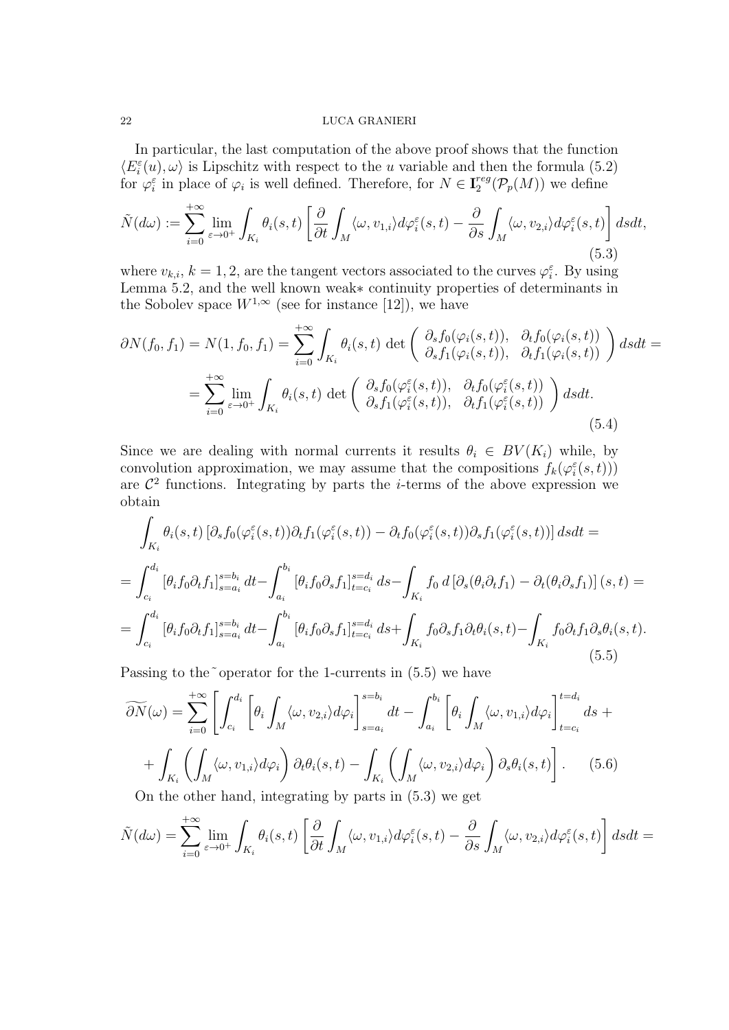In particular, the last computation of the above proof shows that the function $\langle E_i^\varepsilon(u), \omega\rangle$ is Lipschitz with respect to the $u$ variable and then the formula (5.2) for $\varphi_i^\varepsilon$ in place of $\varphi_i$ is well defined. Therefore, for $N \in \mathbf{I}_2^{reg}(\mathcal{P}_p(M))$ we define

$$\tilde{N}(d\omega) := \sum_{i=0}^{+\infty} \lim_{\varepsilon\to 0^+} \int_{K_i} \theta_i(s,t) \left[ \frac{\partial}{\partial t} \int_M \langle \omega, v_{1,i}\rangle d\varphi_i^\varepsilon(s,t) - \frac{\partial}{\partial s} \int_M \langle \omega, v_{2,i}\rangle d\varphi_i^\varepsilon(s,t) \right] dsdt, \tag{5.3}$$

where $v_{k,i}$, $k = 1, 2$, are the tangent vectors associated to the curves $\varphi_i^\varepsilon$. By using Lemma 5.2, and the well known weak$*$ continuity properties of determinants in the Sobolev space $W^{1,\infty}$ (see for instance [12]), we have

$$\partial N(f_0, f_1) = N(1, f_0, f_1) = \sum_{i=0}^{+\infty} \int_{K_i} \theta_i(s,t) \det \begin{pmatrix} \partial_s f_0(\varphi_i(s,t)), & \partial_t f_0(\varphi_i(s,t)) \\ \partial_s f_1(\varphi_i(s,t)), & \partial_t f_1(\varphi_i(s,t)) \end{pmatrix} dsdt =$$

$$= \sum_{i=0}^{+\infty} \lim_{\varepsilon\to 0^+} \int_{K_i} \theta_i(s,t) \det \begin{pmatrix} \partial_s f_0(\varphi_i^\varepsilon(s,t)), & \partial_t f_0(\varphi_i^\varepsilon(s,t)) \\ \partial_s f_1(\varphi_i^\varepsilon(s,t)), & \partial_t f_1(\varphi_i^\varepsilon(s,t)) \end{pmatrix} dsdt. \tag{5.4}$$

Since we are dealing with normal currents it results $\theta_i \in BV(K_i)$ while, by convolution approximation, we may assume that the compositions $f_k(\varphi_i^\varepsilon(s,t)))$ are $\mathcal{C}^2$ functions. Integrating by parts the $i$-terms of the above expression we obtain

$$\int_{K_i} \theta_i(s,t) \left[\partial_s f_0(\varphi_i^\varepsilon(s,t))\partial_t f_1(\varphi_i^\varepsilon(s,t)) - \partial_t f_0(\varphi_i^\varepsilon(s,t))\partial_s f_1(\varphi_i^\varepsilon(s,t))\right] dsdt =$$

$$= \int_{c_i}^{d_i} \left[\theta_i f_0 \partial_t f_1\right]_{s=a_i}^{s=b_i} dt - \int_{a_i}^{b_i} \left[\theta_i f_0 \partial_s f_1\right]_{t=c_i}^{s=d_i} ds - \int_{K_i} f_0 \, d\left[\partial_s(\theta_i \partial_t f_1) - \partial_t(\theta_i \partial_s f_1)\right](s,t) =$$

$$= \int_{c_i}^{d_i} \left[\theta_i f_0 \partial_t f_1\right]_{s=a_i}^{s=b_i} dt - \int_{a_i}^{b_i} \left[\theta_i f_0 \partial_s f_1\right]_{t=c_i}^{s=d_i} ds + \int_{K_i} f_0 \partial_s f_1 \partial_t \theta_i(s,t) - \int_{K_i} f_0 \partial_t f_1 \partial_s \theta_i(s,t). \tag{5.5}$$

Passing to the $\tilde{}$ operator for the 1-currents in (5.5) we have

$$\widetilde{\partial N}(\omega) = \sum_{i=0}^{+\infty} \left[ \int_{c_i}^{d_i} \left[\theta_i \int_M \langle \omega, v_{2,i}\rangle d\varphi_i\right]_{s=a_i}^{s=b_i} dt - \int_{a_i}^{b_i} \left[\theta_i \int_M \langle \omega, v_{1,i}\rangle d\varphi_i\right]_{t=c_i}^{t=d_i} ds + \right.$$

$$\left. + \int_{K_i} \left( \int_M \langle \omega, v_{1,i}\rangle d\varphi_i\right) \partial_t \theta_i(s,t) - \int_{K_i} \left( \int_M \langle \omega, v_{2,i}\rangle d\varphi_i\right) \partial_s \theta_i(s,t) \right]. \tag{5.6}$$

On the other hand, integrating by parts in (5.3) we get

$$\tilde{N}(d\omega) = \sum_{i=0}^{+\infty} \lim_{\varepsilon\to 0^+} \int_{K_i} \theta_i(s,t) \left[ \frac{\partial}{\partial t} \int_M \langle \omega, v_{1,i}\rangle d\varphi_i^\varepsilon(s,t) - \frac{\partial}{\partial s} \int_M \langle \omega, v_{2,i}\rangle d\varphi_i^\varepsilon(s,t) \right] dsdt =$$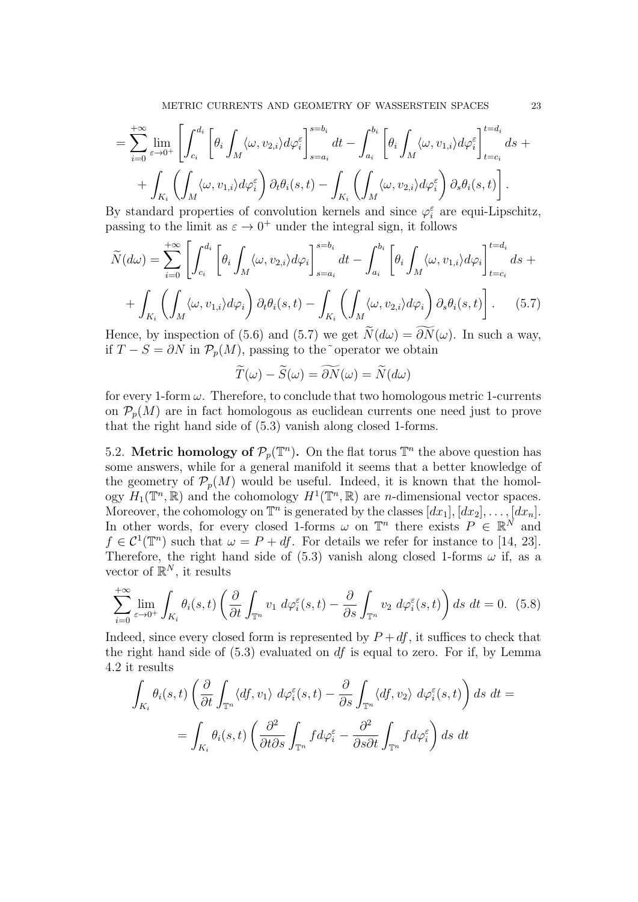$$= \sum_{i=0}^{+\infty} \lim_{\varepsilon \to 0^+} \left[ \int_{c_i}^{d_i} \left[ \theta_i \int_M \langle \omega, v_{2,i} \rangle d\varphi_i^\varepsilon \right]_{s=a_i}^{s=b_i} dt - \int_{a_i}^{b_i} \left[ \theta_i \int_M \langle \omega, v_{1,i} \rangle d\varphi_i^\varepsilon \right]_{t=c_i}^{t=d_i} ds + \right.$$
$$\left. + \int_{K_i} \left( \int_M \langle \omega, v_{1,i} \rangle d\varphi_i^\varepsilon \right) \partial_t \theta_i(s,t) - \int_{K_i} \left( \int_M \langle \omega, v_{2,i} \rangle d\varphi_i^\varepsilon \right) \partial_s \theta_i(s,t) \right].$$

By standard properties of convolution kernels and since $\varphi_i^\varepsilon$ are equi-Lipschitz, passing to the limit as $\varepsilon \to 0^+$ under the integral sign, it follows

$$\widetilde{N}(d\omega) = \sum_{i=0}^{+\infty} \left[ \int_{c_i}^{d_i} \left[ \theta_i \int_M \langle \omega, v_{2,i} \rangle d\varphi_i \right]_{s=a_i}^{s=b_i} dt - \int_{a_i}^{b_i} \left[ \theta_i \int_M \langle \omega, v_{1,i} \rangle d\varphi_i \right]_{t=c_i}^{t=d_i} ds + \right.$$
$$\left. + \int_{K_i} \left( \int_M \langle \omega, v_{1,i} \rangle d\varphi_i \right) \partial_t \theta_i(s,t) - \int_{K_i} \left( \int_M \langle \omega, v_{2,i} \rangle d\varphi_i \right) \partial_s \theta_i(s,t) \right]. \quad (5.7)$$

Hence, by inspection of (5.6) and (5.7) we get $\widetilde{N}(d\omega) = \widetilde{\partial N}(\omega)$. In such a way, if $T - S = \partial N$ in $\mathcal{P}_p(M)$, passing to the $\tilde{}$ operator we obtain

$$\widetilde{T}(\omega) - \widetilde{S}(\omega) = \widetilde{\partial N}(\omega) = \widetilde{N}(d\omega)$$

for every 1-form $\omega$. Therefore, to conclude that two homologous metric 1-currents on $\mathcal{P}_p(M)$ are in fact homologous as euclidean currents one need just to prove that the right hand side of (5.3) vanish along closed 1-forms.

5.2. **Metric homology of $\mathcal{P}_p(\mathbb{T}^n)$.** On the flat torus $\mathbb{T}^n$ the above question has some answers, while for a general manifold it seems that a better knowledge of the geometry of $\mathcal{P}_p(M)$ would be useful. Indeed, it is known that the homology $H_1(\mathbb{T}^n, \mathbb{R})$ and the cohomology $H^1(\mathbb{T}^n, \mathbb{R})$ are $n$-dimensional vector spaces. Moreover, the cohomology on $\mathbb{T}^n$ is generated by the classes $[dx_1], [dx_2], \ldots, [dx_n]$. In other words, for every closed 1-forms $\omega$ on $\mathbb{T}^n$ there exists $P \in \mathbb{R}^N$ and $f \in \mathcal{C}^1(\mathbb{T}^n)$ such that $\omega = P + df$. For details we refer for instance to [14, 23]. Therefore, the right hand side of (5.3) vanish along closed 1-forms $\omega$ if, as a vector of $\mathbb{R}^N$, it results

$$\sum_{i=0}^{+\infty} \lim_{\varepsilon \to 0^+} \int_{K_i} \theta_i(s,t) \left( \frac{\partial}{\partial t} \int_{\mathbb{T}^n} v_1 \; d\varphi_i^\varepsilon(s,t) - \frac{\partial}{\partial s} \int_{\mathbb{T}^n} v_2 \; d\varphi_i^\varepsilon(s,t) \right) ds \; dt = 0. \quad (5.8)$$

Indeed, since every closed form is represented by $P + df$, it suffices to check that the right hand side of (5.3) evaluated on $df$ is equal to zero. For if, by Lemma 4.2 it results

$$\int_{K_i} \theta_i(s,t) \left( \frac{\partial}{\partial t} \int_{\mathbb{T}^n} \langle df, v_1 \rangle \; d\varphi_i^\varepsilon(s,t) - \frac{\partial}{\partial s} \int_{\mathbb{T}^n} \langle df, v_2 \rangle \; d\varphi_i^\varepsilon(s,t) \right) ds \; dt =$$
$$= \int_{K_i} \theta_i(s,t) \left( \frac{\partial^2}{\partial t \partial s} \int_{\mathbb{T}^n} f d\varphi_i^\varepsilon - \frac{\partial^2}{\partial s \partial t} \int_{\mathbb{T}^n} f d\varphi_i^\varepsilon \right) ds \; dt$$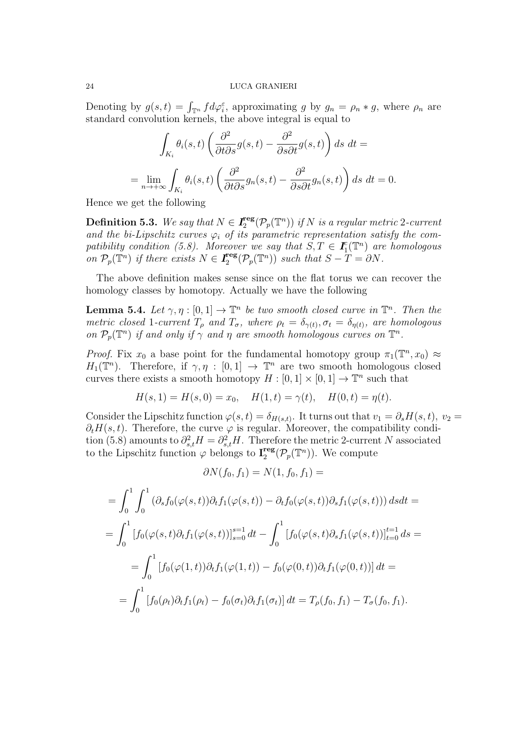Denoting by $g(s,t) = \int_{\mathbb{T}^n} f d\varphi_i^\varepsilon$, approximating $g$ by $g_n = \rho_n * g$, where $\rho_n$ are standard convolution kernels, the above integral is equal to

$$\int_{K_i} \theta_i(s,t) \left( \frac{\partial^2}{\partial t \partial s} g(s,t) - \frac{\partial^2}{\partial s \partial t} g(s,t) \right) ds\ dt =$$

$$= \lim_{n \to +\infty} \int_{K_i} \theta_i(s,t) \left( \frac{\partial^2}{\partial t \partial s} g_n(s,t) - \frac{\partial^2}{\partial s \partial t} g_n(s,t) \right) ds\ dt = 0.$$

Hence we get the following

**Definition 5.3.** *We say that $N \in \boldsymbol{I}_2^{\mathbf{reg}}(\mathcal{P}_p(\mathbb{T}^n))$ if $N$ is a regular metric 2-current and the bi-Lipschitz curves $\varphi_i$ of its parametric representation satisfy the compatibility condition (5.8). Moreover we say that $S, T \in \boldsymbol{I}_1^c(\mathbb{T}^n)$ are homologous on $\mathcal{P}_p(\mathbb{T}^n)$ if there exists $N \in \boldsymbol{I}_2^{\mathbf{reg}}(\mathcal{P}_p(\mathbb{T}^n))$ such that $S - T = \partial N$.*

The above definition makes sense since on the flat torus we can recover the homology classes by homotopy. Actually we have the following

**Lemma 5.4.** *Let $\gamma, \eta : [0,1] \to \mathbb{T}^n$ be two smooth closed curve in $\mathbb{T}^n$. Then the metric closed 1-current $T_\rho$ and $T_\sigma$, where $\rho_t = \delta_{\gamma(t)}, \sigma_t = \delta_{\eta(t)}$, are homologous on $\mathcal{P}_p(\mathbb{T}^n)$ if and only if $\gamma$ and $\eta$ are smooth homologous curves on $\mathbb{T}^n$.*

*Proof.* Fix $x_0$ a base point for the fundamental homotopy group $\pi_1(\mathbb{T}^n, x_0) \approx H_1(\mathbb{T}^n)$. Therefore, if $\gamma, \eta : [0,1] \to \mathbb{T}^n$ are two smooth homologous closed curves there exists a smooth homotopy $H : [0,1] \times [0,1] \to \mathbb{T}^n$ such that

$$H(s,1) = H(s,0) = x_0, \quad H(1,t) = \gamma(t), \quad H(0,t) = \eta(t).$$

Consider the Lipschitz function $\varphi(s,t) = \delta_{H(s,t)}$. It turns out that $v_1 = \partial_s H(s,t)$, $v_2 = \partial_t H(s,t)$. Therefore, the curve $\varphi$ is regular. Moreover, the compatibility condition (5.8) amounts to $\partial^2_{s,t} H = \partial^2_{s,t} H$. Therefore the metric 2-current $N$ associated to the Lipschitz function $\varphi$ belongs to $\mathbf{I}_2^{\mathbf{reg}}(\mathcal{P}_p(\mathbb{T}^n))$. We compute

$$\partial N(f_0, f_1) = N(1, f_0, f_1) =$$

$$= \int_0^1 \int_0^1 \left( \partial_s f_0(\varphi(s,t)) \partial_t f_1(\varphi(s,t)) - \partial_t f_0(\varphi(s,t)) \partial_s f_1(\varphi(s,t)) \right) ds dt =$$

$$= \int_0^1 \left[ f_0(\varphi(s,t) \partial_t f_1(\varphi(s,t)) \right]_{s=0}^{s=1} dt - \int_0^1 \left[ f_0(\varphi(s,t) \partial_s f_1(\varphi(s,t)) \right]_{t=0}^{t=1} ds =$$

$$= \int_0^1 \left[ f_0(\varphi(1,t)) \partial_t f_1(\varphi(1,t)) - f_0(\varphi(0,t)) \partial_t f_1(\varphi(0,t)) \right] dt =$$

$$= \int_0^1 \left[ f_0(\rho_t) \partial_t f_1(\rho_t) - f_0(\sigma_t) \partial_t f_1(\sigma_t) \right] dt = T_\rho(f_0, f_1) - T_\sigma(f_0, f_1).$$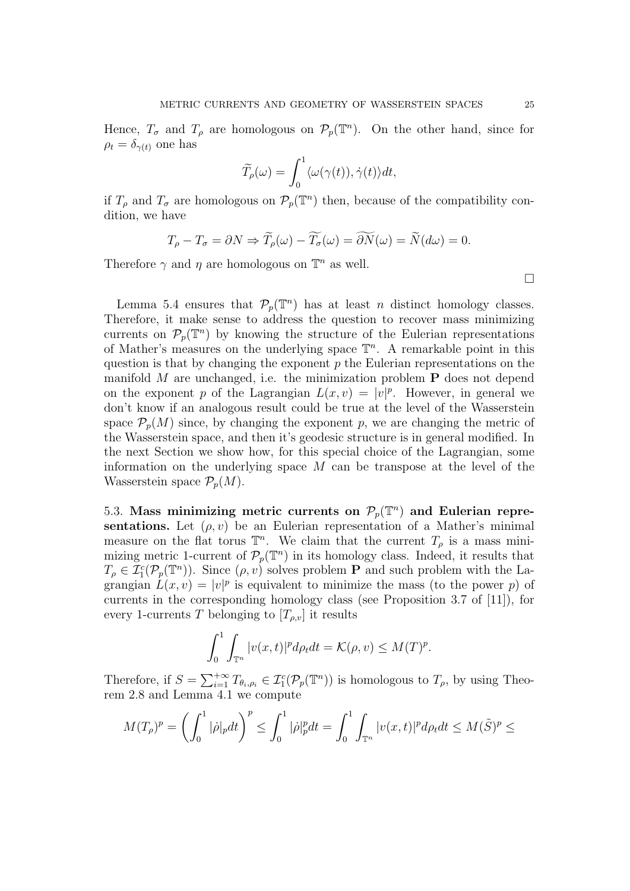Hence, $T_\sigma$ and $T_\rho$ are homologous on $\mathcal{P}_p(\mathbb{T}^n)$. On the other hand, since for $\rho_t = \delta_{\gamma(t)}$ one has

$$\widetilde{T}_\rho(\omega) = \int_0^1 \langle \omega(\gamma(t)), \dot{\gamma}(t) \rangle dt,$$

if $T_\rho$ and $T_\sigma$ are homologous on $\mathcal{P}_p(\mathbb{T}^n)$ then, because of the compatibility condition, we have

$$T_\rho - T_\sigma = \partial N \Rightarrow \widetilde{T}_\rho(\omega) - \widetilde{T_\sigma}(\omega) = \widetilde{\partial N}(\omega) = \widetilde{N}(d\omega) = 0.$$

Therefore $\gamma$ and $\eta$ are homologous on $\mathbb{T}^n$ as well.

□

Lemma 5.4 ensures that $\mathcal{P}_p(\mathbb{T}^n)$ has at least $n$ distinct homology classes. Therefore, it make sense to address the question to recover mass minimizing currents on $\mathcal{P}_p(\mathbb{T}^n)$ by knowing the structure of the Eulerian representations of Mather's measures on the underlying space $\mathbb{T}^n$. A remarkable point in this question is that by changing the exponent $p$ the Eulerian representations on the manifold $M$ are unchanged, i.e. the minimization problem **P** does not depend on the exponent $p$ of the Lagrangian $L(x, v) = |v|^p$. However, in general we don't know if an analogous result could be true at the level of the Wasserstein space $\mathcal{P}_p(M)$ since, by changing the exponent $p$, we are changing the metric of the Wasserstein space, and then it's geodesic structure is in general modified. In the next Section we show how, for this special choice of the Lagrangian, some information on the underlying space $M$ can be transpose at the level of the Wasserstein space $\mathcal{P}_p(M)$.

5.3. **Mass minimizing metric currents on $\mathcal{P}_p(\mathbb{T}^n)$ and Eulerian representations.** Let $(\rho, v)$ be an Eulerian representation of a Mather's minimal measure on the flat torus $\mathbb{T}^n$. We claim that the current $T_\rho$ is a mass minimizing metric 1-current of $\mathcal{P}_p(\mathbb{T}^n)$ in its homology class. Indeed, it results that $T_\rho \in \mathcal{I}_1^c(\mathcal{P}_p(\mathbb{T}^n))$. Since $(\rho, v)$ solves problem **P** and such problem with the Lagrangian $L(x, v) = |v|^p$ is equivalent to minimize the mass (to the power $p$) of currents in the corresponding homology class (see Proposition 3.7 of [11]), for every 1-currents $T$ belonging to $[T_{\rho,v}]$ it results

$$\int_0^1 \int_{\mathbb{T}^n} |v(x,t)|^p d\rho_t dt = \mathcal{K}(\rho, v) \le M(T)^p.$$

Therefore, if $S = \sum_{i=1}^{+\infty} T_{\theta_i, \rho_i} \in \mathcal{I}_1^c(\mathcal{P}_p(\mathbb{T}^n))$ is homologous to $T_\rho$, by using Theorem 2.8 and Lemma 4.1 we compute

$$M(T_\rho)^p = \left( \int_0^1 |\dot{\rho}|_p dt \right)^p \le \int_0^1 |\dot{\rho}|_p^p dt = \int_0^1 \int_{\mathbb{T}^n} |v(x,t)|^p d\rho_t dt \le M(\tilde{S})^p \le$$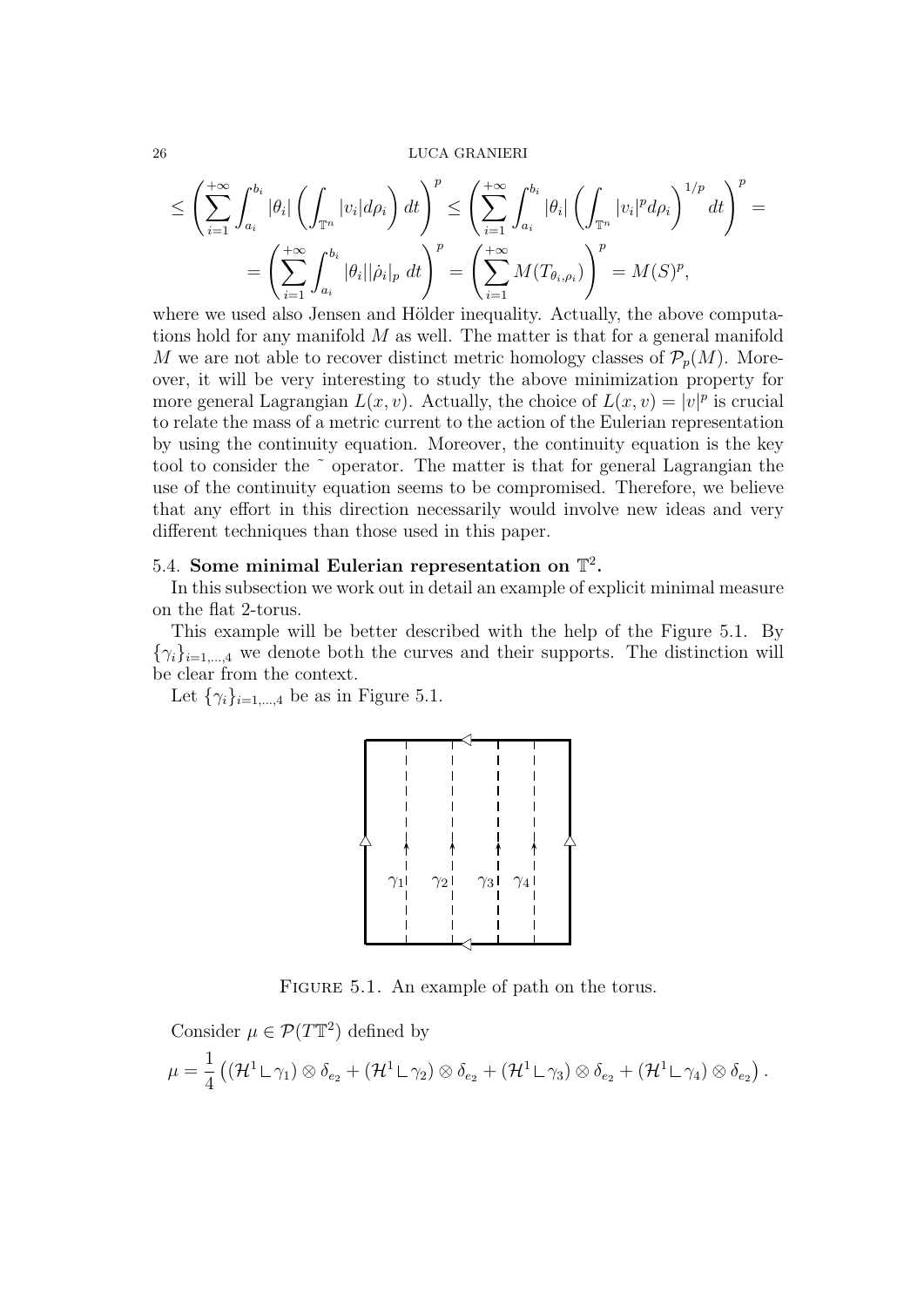$$\leq \left( \sum_{i=1}^{+\infty} \int_{a_i}^{b_i} |\theta_i| \left( \int_{\mathbb{T}^n} |v_i| d\rho_i \right) dt \right)^p \leq \left( \sum_{i=1}^{+\infty} \int_{a_i}^{b_i} |\theta_i| \left( \int_{\mathbb{T}^n} |v_i|^p d\rho_i \right)^{1/p} dt \right)^p =$$

$$= \left( \sum_{i=1}^{+\infty} \int_{a_i}^{b_i} |\theta_i| |\dot{\rho}_i|_p \, dt \right)^p = \left( \sum_{i=1}^{+\infty} M(T_{\theta_i, \rho_i}) \right)^p = M(S)^p,$$

where we used also Jensen and Hölder inequality. Actually, the above computations hold for any manifold $M$ as well. The matter is that for a general manifold $M$ we are not able to recover distinct metric homology classes of $\mathcal{P}_p(M)$. Moreover, it will be very interesting to study the above minimization property for more general Lagrangian $L(x, v)$. Actually, the choice of $L(x, v) = |v|^p$ is crucial to relate the mass of a metric current to the action of the Eulerian representation by using the continuity equation. Moreover, the continuity equation is the key tool to consider the $\tilde{}$ operator. The matter is that for general Lagrangian the use of the continuity equation seems to be compromised. Therefore, we believe that any effort in this direction necessarily would involve new ideas and very different techniques than those used in this paper.

## 5.4. Some minimal Eulerian representation on $\mathbb{T}^2$.

In this subsection we work out in detail an example of explicit minimal measure on the flat 2-torus.

This example will be better described with the help of the Figure 5.1. By $\{\gamma_i\}_{i=1,\ldots,4}$ we denote both the curves and their supports. The distinction will be clear from the context.

Let $\{\gamma_i\}_{i=1,\ldots,4}$ be as in Figure 5.1.

$\gamma_1$ $\gamma_2$ $\gamma_3$ $\gamma_4$

Figure 5.1. An example of path on the torus.

Consider $\mu \in \mathcal{P}(T\mathbb{T}^2)$ defined by

$$\mu = \frac{1}{4} \left( (\mathcal{H}^1 \llcorner \gamma_1) \otimes \delta_{e_2} + (\mathcal{H}^1 \llcorner \gamma_2) \otimes \delta_{e_2} + (\mathcal{H}^1 \llcorner \gamma_3) \otimes \delta_{e_2} + (\mathcal{H}^1 \llcorner \gamma_4) \otimes \delta_{e_2} \right).$$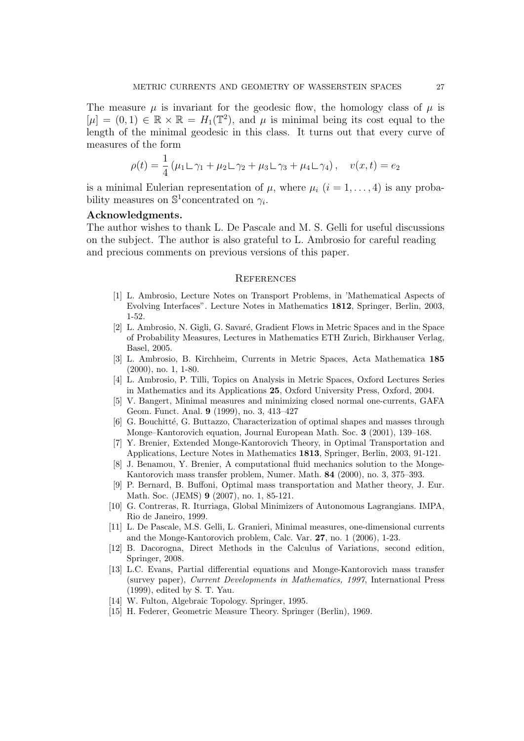The measure $\mu$ is invariant for the geodesic flow, the homology class of $\mu$ is $[\mu] = (0, 1) \in \mathbb{R} \times \mathbb{R} = H_1(\mathbb{T}^2)$, and $\mu$ is minimal being its cost equal to the length of the minimal geodesic in this class. It turns out that every curve of measures of the form

$$\rho(t) = \frac{1}{4} \left( \mu_1 \llcorner \gamma_1 + \mu_2 \llcorner \gamma_2 + \mu_3 \llcorner \gamma_3 + \mu_4 \llcorner \gamma_4 \right), \quad v(x, t) = e_2$$

is a minimal Eulerian representation of $\mu$, where $\mu_i$ $(i = 1, \ldots, 4)$ is any probability measures on $\mathbb{S}^1$concentrated on $\gamma_i$.

**Acknowledgments.**
The author wishes to thank L. De Pascale and M. S. Gelli for useful discussions on the subject. The author is also grateful to L. Ambrosio for careful reading and precious comments on previous versions of this paper.

## References

[1] L. Ambrosio, Lecture Notes on Transport Problems, in 'Mathematical Aspects of Evolving Interfaces". Lecture Notes in Mathematics **1812**, Springer, Berlin, 2003, 1-52.

[2] L. Ambrosio, N. Gigli, G. Savaré, Gradient Flows in Metric Spaces and in the Space of Probability Measures, Lectures in Mathematics ETH Zurich, Birkhauser Verlag, Basel, 2005.

[3] L. Ambrosio, B. Kirchheim, Currents in Metric Spaces, Acta Mathematica **185** (2000), no. 1, 1-80.

[4] L. Ambrosio, P. Tilli, Topics on Analysis in Metric Spaces, Oxford Lectures Series in Mathematics and its Applications **25**, Oxford University Press, Oxford, 2004.

[5] V. Bangert, Minimal measures and minimizing closed normal one-currents, GAFA Geom. Funct. Anal. **9** (1999), no. 3, 413–427

[6] G. Bouchitté, G. Buttazzo, Characterization of optimal shapes and masses through Monge–Kantorovich equation, Journal European Math. Soc. **3** (2001), 139–168.

[7] Y. Brenier, Extended Monge-Kantorovich Theory, in Optimal Transportation and Applications, Lecture Notes in Mathematics **1813**, Springer, Berlin, 2003, 91-121.

[8] J. Benamou, Y. Brenier, A computational fluid mechanics solution to the Monge-Kantorovich mass transfer problem, Numer. Math. **84** (2000), no. 3, 375–393.

[9] P. Bernard, B. Buffoni, Optimal mass transportation and Mather theory, J. Eur. Math. Soc. (JEMS) **9** (2007), no. 1, 85-121.

[10] G. Contreras, R. Iturriaga, Global Minimizers of Autonomous Lagrangians. IMPA, Rio de Janeiro, 1999.

[11] L. De Pascale, M.S. Gelli, L. Granieri, Minimal measures, one-dimensional currents and the Monge-Kantorovich problem, Calc. Var. **27**, no. 1 (2006), 1-23.

[12] B. Dacorogna, Direct Methods in the Calculus of Variations, second edition, Springer, 2008.

[13] L.C. Evans, Partial differential equations and Monge-Kantorovich mass transfer (survey paper), *Current Developments in Mathematics, 1997*, International Press (1999), edited by S. T. Yau.

[14] W. Fulton, Algebraic Topology. Springer, 1995.

[15] H. Federer, Geometric Measure Theory. Springer (Berlin), 1969.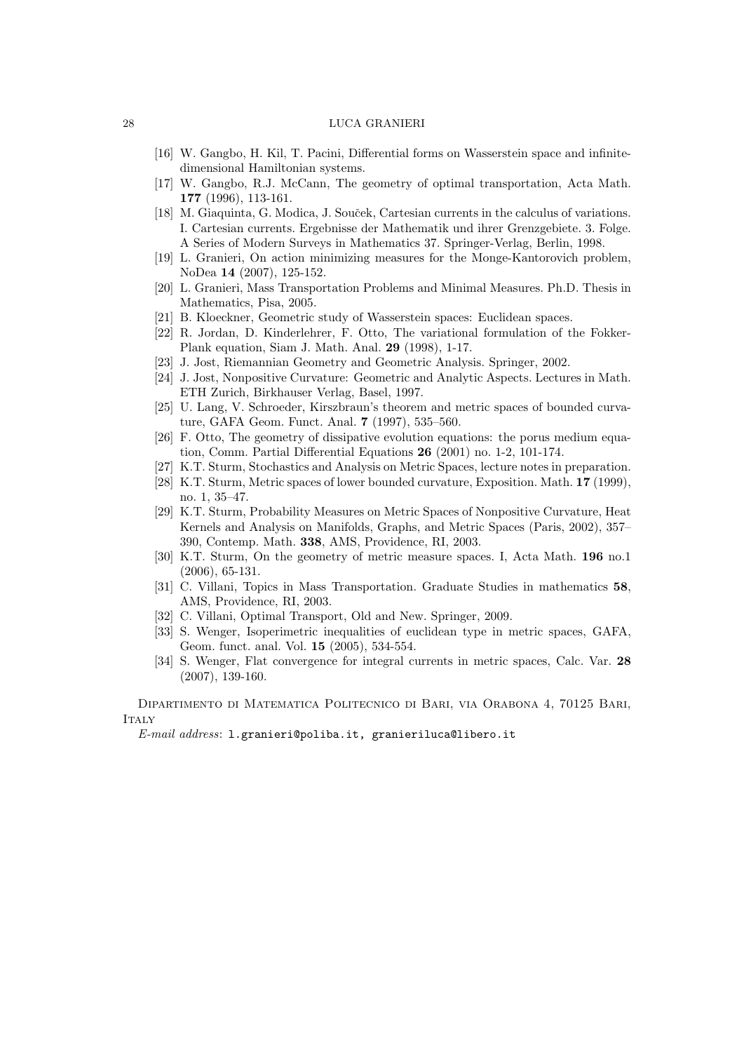[16] W. Gangbo, H. Kil, T. Pacini, Differential forms on Wasserstein space and infinite-dimensional Hamiltonian systems.

[17] W. Gangbo, R.J. McCann, The geometry of optimal transportation, Acta Math. **177** (1996), 113-161.

[18] M. Giaquinta, G. Modica, J. Souček, Cartesian currents in the calculus of variations. I. Cartesian currents. Ergebnisse der Mathematik und ihrer Grenzgebiete. 3. Folge. A Series of Modern Surveys in Mathematics 37. Springer-Verlag, Berlin, 1998.

[19] L. Granieri, On action minimizing measures for the Monge-Kantorovich problem, NoDea **14** (2007), 125-152.

[20] L. Granieri, Mass Transportation Problems and Minimal Measures. Ph.D. Thesis in Mathematics, Pisa, 2005.

[21] B. Kloeckner, Geometric study of Wasserstein spaces: Euclidean spaces.

[22] R. Jordan, D. Kinderlehrer, F. Otto, The variational formulation of the Fokker-Plank equation, Siam J. Math. Anal. **29** (1998), 1-17.

[23] J. Jost, Riemannian Geometry and Geometric Analysis. Springer, 2002.

[24] J. Jost, Nonpositive Curvature: Geometric and Analytic Aspects. Lectures in Math. ETH Zurich, Birkhauser Verlag, Basel, 1997.

[25] U. Lang, V. Schroeder, Kirszbraun's theorem and metric spaces of bounded curvature, GAFA Geom. Funct. Anal. **7** (1997), 535–560.

[26] F. Otto, The geometry of dissipative evolution equations: the porus medium equation, Comm. Partial Differential Equations **26** (2001) no. 1-2, 101-174.

[27] K.T. Sturm, Stochastics and Analysis on Metric Spaces, lecture notes in preparation.

[28] K.T. Sturm, Metric spaces of lower bounded curvature, Exposition. Math. **17** (1999), no. 1, 35–47.

[29] K.T. Sturm, Probability Measures on Metric Spaces of Nonpositive Curvature, Heat Kernels and Analysis on Manifolds, Graphs, and Metric Spaces (Paris, 2002), 357–390, Contemp. Math. **338**, AMS, Providence, RI, 2003.

[30] K.T. Sturm, On the geometry of metric measure spaces. I, Acta Math. **196** no.1 (2006), 65-131.

[31] C. Villani, Topics in Mass Transportation. Graduate Studies in mathematics **58**, AMS, Providence, RI, 2003.

[32] C. Villani, Optimal Transport, Old and New. Springer, 2009.

[33] S. Wenger, Isoperimetric inequalities of euclidean type in metric spaces, GAFA, Geom. funct. anal. Vol. **15** (2005), 534-554.

[34] S. Wenger, Flat convergence for integral currents in metric spaces, Calc. Var. **28** (2007), 139-160.

Dipartimento di Matematica Politecnico di Bari, via Orabona 4, 70125 Bari, Italy

*E-mail address*: `l.granieri@poliba.it, granieriluca@libero.it`